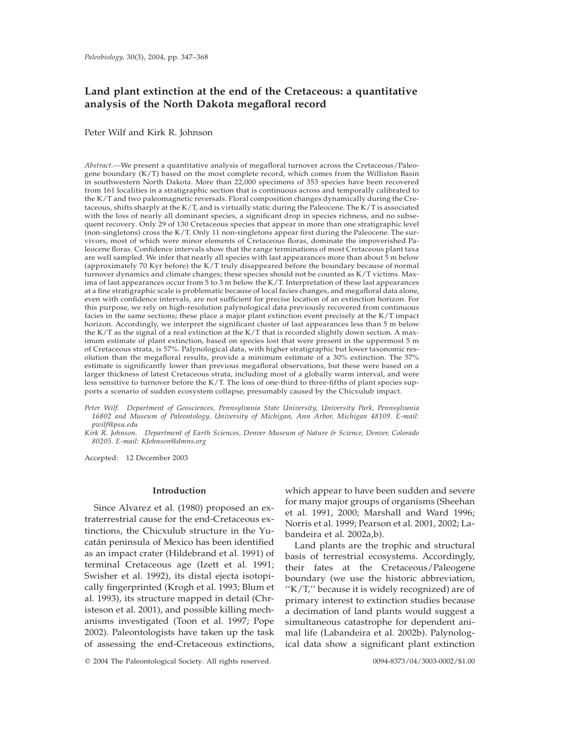# Land plant extinction at the end of the Cretaceous: a quantitative analysis of the North Dakota megafloral record

Peter Wilf and Kirk R. Johnson

*Abstract.*—We present a quantitative analysis of megafloral turnover across the Cretaceous/Paleogene boundary (K/T) based on the most complete record, which comes from the Williston Basin in southwestern North Dakota. More than 22,000 specimens of 353 species have been recovered from 161 localities in a stratigraphic section that is continuous across and temporally calibrated to the K/T and two paleomagnetic reversals. Floral composition changes dynamically during the Cretaceous, shifts sharply at the K/T, and is virtually static during the Paleocene. The K/T is associated with the loss of nearly all dominant species, a significant drop in species richness, and no subsequent recovery. Only 29 of 130 Cretaceous species that appear in more than one stratigraphic level (non-singletons) cross the K/T. Only 11 non-singletons appear first during the Paleocene. The survivors, most of which were minor elements of Cretaceous floras, dominate the impoverished Paleocene floras. Confidence intervals show that the range terminations of most Cretaceous plant taxa are well sampled. We infer that nearly all species with last appearances more than about 5 m below (approximately 70 Kyr before) the K/T truly disappeared before the boundary because of normal turnover dynamics and climate changes; these species should not be counted as K/T victims. Maxima of last appearances occur from 5 to 3 m below the K/T. Interpretation of these last appearances at a fine stratigraphic scale is problematic because of local facies changes, and megafloral data alone, even with confidence intervals, are not sufficient for precise location of an extinction horizon. For this purpose, we rely on high-resolution palynological data previously recovered from continuous facies in the same sections; these place a major plant extinction event precisely at the K/T impact horizon. Accordingly, we interpret the significant cluster of last appearances less than 5 m below the K/T as the signal of a real extinction at the K/T that is recorded slightly down section. A maximum estimate of plant extinction, based on species lost that were present in the uppermost 5 m of Cretaceous strata, is 57%. Palynological data, with higher stratigraphic but lower taxonomic resolution than the megafloral results, provide a minimum estimate of a 30% extinction. The 57% estimate is significantly lower than previous megafloral observations, but these were based on a larger thickness of latest Cretaceous strata, including most of a globally warm interval, and were less sensitive to turnover before the K/T. The loss of one-third to three-fifths of plant species supports a scenario of sudden ecosystem collapse, presumably caused by the Chicxulub impact.

*Peter Wilf. Department of Geosciences, Pennsylvania State University, University Park, Pennsylvania 16802 and Museum of Paleontology, University of Michigan, Ann Arbor, Michigan 48109. E-mail: pwilf@psu.edu*

*Kirk R. Johnson. Department of Earth Sciences, Denver Museum of Nature & Science, Denver, Colorado 80205. E-mail: KJohnson@dmns.org*

Accepted: 12 December 2003

## Introduction

Since Alvarez et al. (1980) proposed an extraterrestrial cause for the end-Cretaceous extinctions, the Chicxulub structure in the Yucatán peninsula of Mexico has been identified as an impact crater (Hildebrand et al. 1991) of terminal Cretaceous age (Izett et al. 1991; Swisher et al. 1992), its distal ejecta isotopically fingerprinted (Krogh et al. 1993; Blum et al. 1993), its structure mapped in detail (Christeson et al. 2001), and possible killing mechanisms investigated (Toon et al. 1997; Pope 2002). Paleontologists have taken up the task of assessing the end-Cretaceous extinctions, which appear to have been sudden and severe for many major groups of organisms (Sheehan et al. 1991, 2000; Marshall and Ward 1996; Norris et al. 1999; Pearson et al. 2001, 2002; Labandeira et al. 2002a,b).

Land plants are the trophic and structural basis of terrestrial ecosystems. Accordingly, their fates at the Cretaceous/Paleogene boundary (we use the historic abbreviation, ''K/T,'' because it is widely recognized) are of primary interest to extinction studies because a decimation of land plants would suggest a simultaneous catastrophe for dependent animal life (Labandeira et al. 2002b). Palynological data show a significant plant extinction

© 2004 The Paleontological Society. All rights reserved. 0094-8373/04/3003-0002/$1.00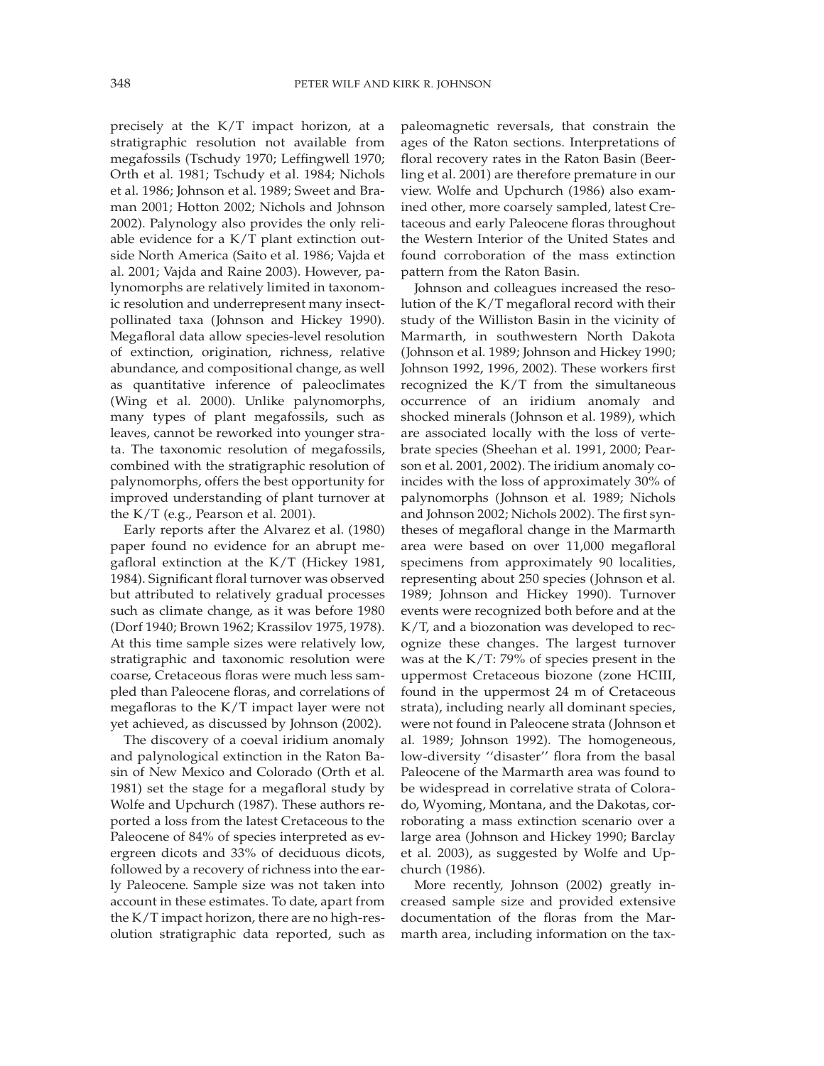precisely at the K/T impact horizon, at a stratigraphic resolution not available from megafossils (Tschudy 1970; Leffingwell 1970; Orth et al. 1981; Tschudy et al. 1984; Nichols et al. 1986; Johnson et al. 1989; Sweet and Braman 2001; Hotton 2002; Nichols and Johnson 2002). Palynology also provides the only reliable evidence for a K/T plant extinction outside North America (Saito et al. 1986; Vajda et al. 2001; Vajda and Raine 2003). However, palynomorphs are relatively limited in taxonomic resolution and underrepresent many insect-pollinated taxa (Johnson and Hickey 1990). Megafloral data allow species-level resolution of extinction, origination, richness, relative abundance, and compositional change, as well as quantitative inference of paleoclimates (Wing et al. 2000). Unlike palynomorphs, many types of plant megafossils, such as leaves, cannot be reworked into younger strata. The taxonomic resolution of megafossils, combined with the stratigraphic resolution of palynomorphs, offers the best opportunity for improved understanding of plant turnover at the K/T (e.g., Pearson et al. 2001).

Early reports after the Alvarez et al. (1980) paper found no evidence for an abrupt megafloral extinction at the K/T (Hickey 1981, 1984). Significant floral turnover was observed but attributed to relatively gradual processes such as climate change, as it was before 1980 (Dorf 1940; Brown 1962; Krassilov 1975, 1978). At this time sample sizes were relatively low, stratigraphic and taxonomic resolution were coarse, Cretaceous floras were much less sampled than Paleocene floras, and correlations of megafloras to the K/T impact layer were not yet achieved, as discussed by Johnson (2002).

The discovery of a coeval iridium anomaly and palynological extinction in the Raton Basin of New Mexico and Colorado (Orth et al. 1981) set the stage for a megafloral study by Wolfe and Upchurch (1987). These authors reported a loss from the latest Cretaceous to the Paleocene of 84% of species interpreted as evergreen dicots and 33% of deciduous dicots, followed by a recovery of richness into the early Paleocene. Sample size was not taken into account in these estimates. To date, apart from the K/T impact horizon, there are no high-resolution stratigraphic data reported, such as paleomagnetic reversals, that constrain the ages of the Raton sections. Interpretations of floral recovery rates in the Raton Basin (Beerling et al. 2001) are therefore premature in our view. Wolfe and Upchurch (1986) also examined other, more coarsely sampled, latest Cretaceous and early Paleocene floras throughout the Western Interior of the United States and found corroboration of the mass extinction pattern from the Raton Basin.

Johnson and colleagues increased the resolution of the K/T megafloral record with their study of the Williston Basin in the vicinity of Marmarth, in southwestern North Dakota (Johnson et al. 1989; Johnson and Hickey 1990; Johnson 1992, 1996, 2002). These workers first recognized the K/T from the simultaneous occurrence of an iridium anomaly and shocked minerals (Johnson et al. 1989), which are associated locally with the loss of vertebrate species (Sheehan et al. 1991, 2000; Pearson et al. 2001, 2002). The iridium anomaly coincides with the loss of approximately 30% of palynomorphs (Johnson et al. 1989; Nichols and Johnson 2002; Nichols 2002). The first syntheses of megafloral change in the Marmarth area were based on over 11,000 megafloral specimens from approximately 90 localities, representing about 250 species (Johnson et al. 1989; Johnson and Hickey 1990). Turnover events were recognized both before and at the K/T, and a biozonation was developed to recognize these changes. The largest turnover was at the K/T: 79% of species present in the uppermost Cretaceous biozone (zone HCIII, found in the uppermost 24 m of Cretaceous strata), including nearly all dominant species, were not found in Paleocene strata (Johnson et al. 1989; Johnson 1992). The homogeneous, low-diversity "disaster" flora from the basal Paleocene of the Marmarth area was found to be widespread in correlative strata of Colorado, Wyoming, Montana, and the Dakotas, corroborating a mass extinction scenario over a large area (Johnson and Hickey 1990; Barclay et al. 2003), as suggested by Wolfe and Upchurch (1986).

More recently, Johnson (2002) greatly increased sample size and provided extensive documentation of the floras from the Marmarth area, including information on the tax-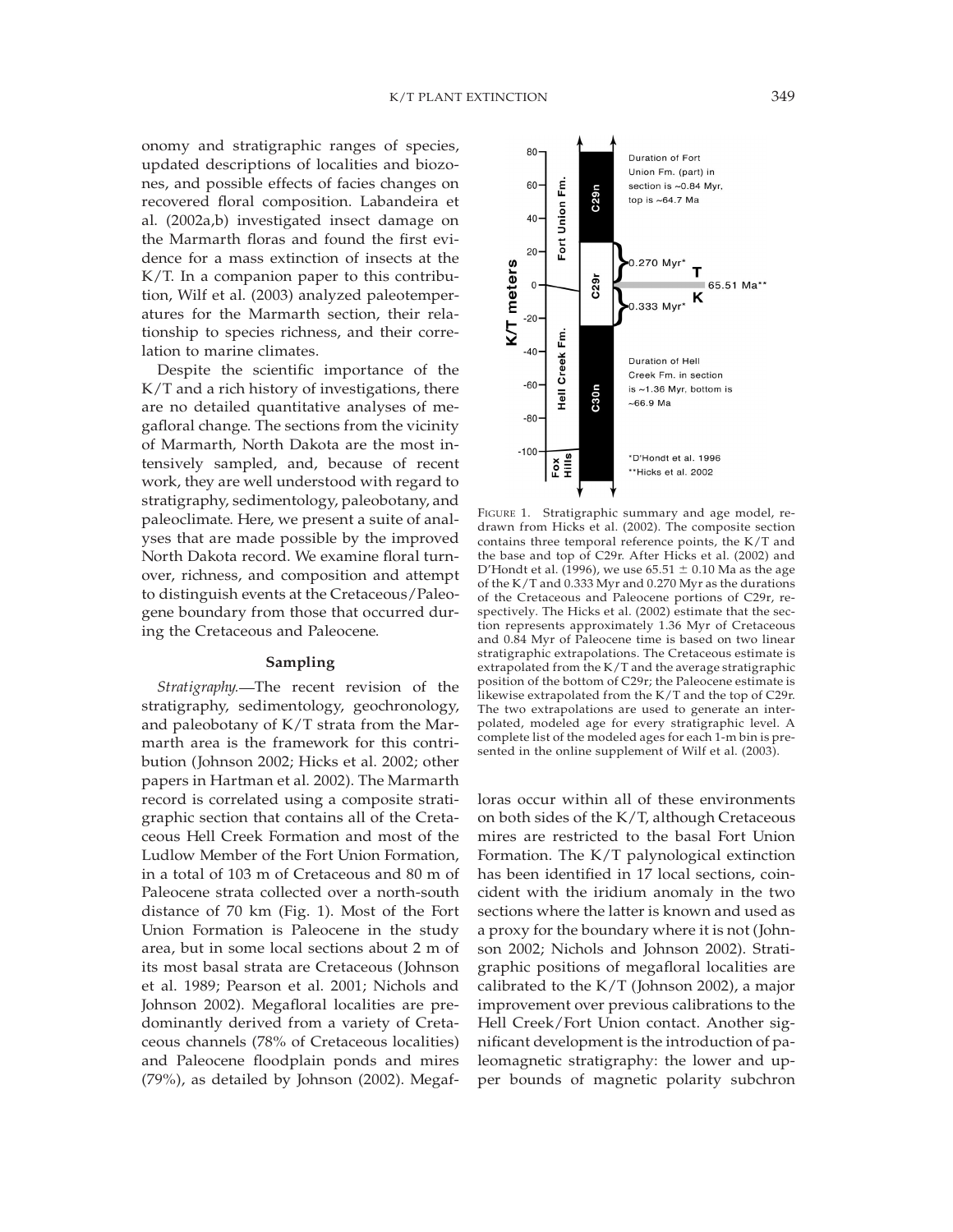onomy and stratigraphic ranges of species, updated descriptions of localities and biozones, and possible effects of facies changes on recovered floral composition. Labandeira et al. (2002a,b) investigated insect damage on the Marmarth floras and found the first evidence for a mass extinction of insects at the K/T. In a companion paper to this contribution, Wilf et al. (2003) analyzed paleotemperatures for the Marmarth section, their relationship to species richness, and their correlation to marine climates.

Despite the scientific importance of the K/T and a rich history of investigations, there are no detailed quantitative analyses of megafloral change. The sections from the vicinity of Marmarth, North Dakota are the most intensively sampled, and, because of recent work, they are well understood with regard to stratigraphy, sedimentology, paleobotany, and paleoclimate. Here, we present a suite of analyses that are made possible by the improved North Dakota record. We examine floral turnover, richness, and composition and attempt to distinguish events at the Cretaceous/Paleogene boundary from those that occurred during the Cretaceous and Paleocene.

## Sampling

*Stratigraphy.*—The recent revision of the stratigraphy, sedimentology, geochronology, and paleobotany of K/T strata from the Marmarth area is the framework for this contribution (Johnson 2002; Hicks et al. 2002; other papers in Hartman et al. 2002). The Marmarth record is correlated using a composite stratigraphic section that contains all of the Cretaceous Hell Creek Formation and most of the Ludlow Member of the Fort Union Formation, in a total of 103 m of Cretaceous and 80 m of Paleocene strata collected over a north-south distance of 70 km (Fig. 1). Most of the Fort Union Formation is Paleocene in the study area, but in some local sections about 2 m of its most basal strata are Cretaceous (Johnson et al. 1989; Pearson et al. 2001; Nichols and Johnson 2002). Megafloral localities are predominantly derived from a variety of Cretaceous channels (78% of Cretaceous localities) and Paleocene floodplain ponds and mires (79%), as detailed by Johnson (2002). Megafloras occur within all of these environments on both sides of the K/T, although Cretaceous mires are restricted to the basal Fort Union Formation. The K/T palynological extinction has been identified in 17 local sections, coincident with the iridium anomaly in the two sections where the latter is known and used as a proxy for the boundary where it is not (Johnson 2002; Nichols and Johnson 2002). Stratigraphic positions of megafloral localities are calibrated to the K/T (Johnson 2002), a major improvement over previous calibrations to the Hell Creek/Fort Union contact. Another significant development is the introduction of paleomagnetic stratigraphy: the lower and upper bounds of magnetic polarity subchron

FIGURE 1. Stratigraphic summary and age model, redrawn from Hicks et al. (2002). The composite section contains three temporal reference points, the K/T and the base and top of C29r. After Hicks et al. (2002) and D'Hondt et al. (1996), we use 65.51 ± 0.10 Ma as the age of the K/T and 0.333 Myr and 0.270 Myr as the durations of the Cretaceous and Paleocene portions of C29r, respectively. The Hicks et al. (2002) estimate that the section represents approximately 1.36 Myr of Cretaceous and 0.84 Myr of Paleocene time is based on two linear stratigraphic extrapolations. The Cretaceous estimate is extrapolated from the K/T and the average stratigraphic position of the bottom of C29r; the Paleocene estimate is likewise extrapolated from the K/T and the top of C29r. The two extrapolations are used to generate an interpolated, modeled age for every stratigraphic level. A complete list of the modeled ages for each 1-m bin is presented in the online supplement of Wilf et al. (2003).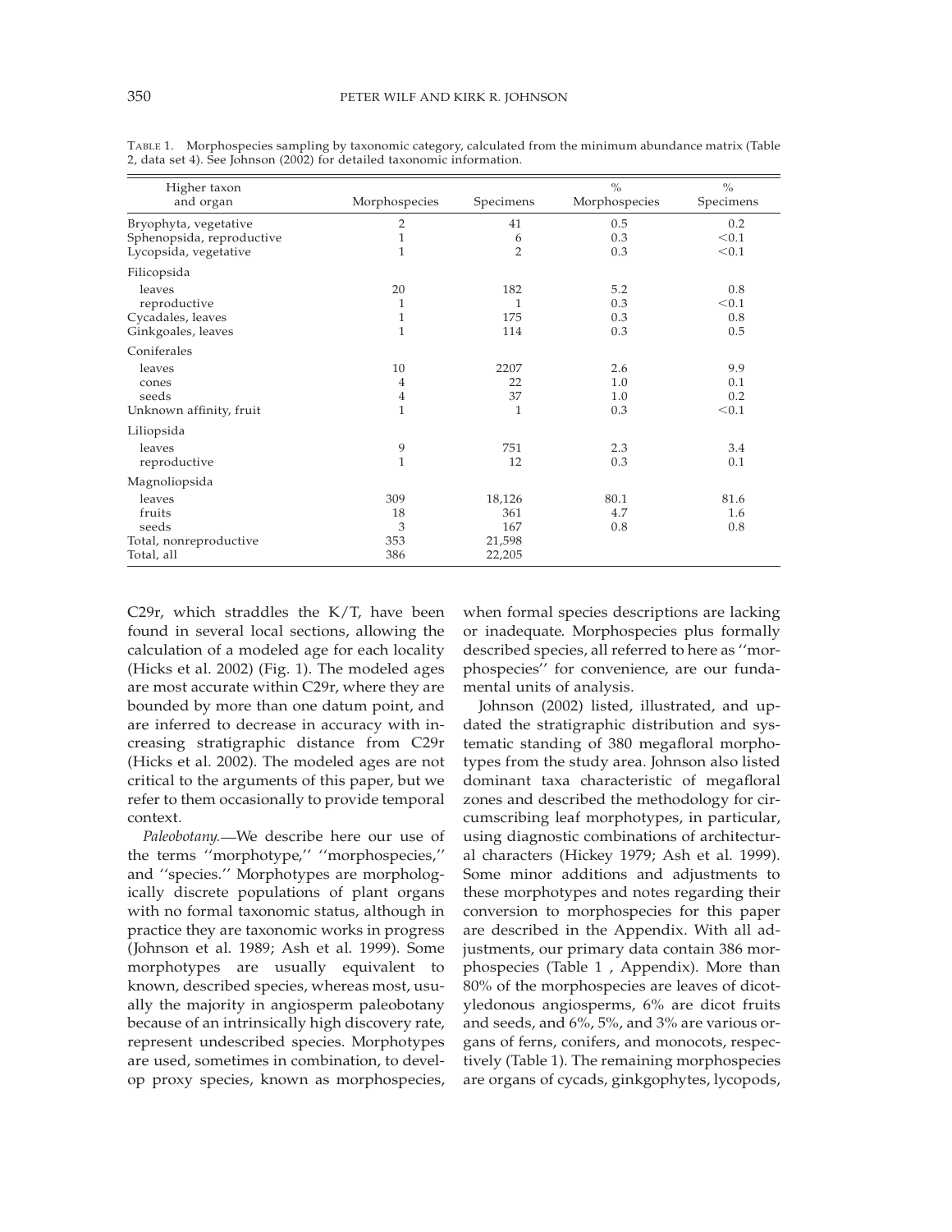TABLE 1. Morphospecies sampling by taxonomic category, calculated from the minimum abundance matrix (Table 2, data set 4). See Johnson (2002) for detailed taxonomic information.

| Higher taxon and organ | Morphospecies | Specimens | % Morphospecies | % Specimens |
|---|---|---|---|---|
| Bryophyta, vegetative | 2 | 41 | 0.5 | 0.2 |
| Sphenopsida, reproductive | 1 | 6 | 0.3 | <0.1 |
| Lycopsida, vegetative | 1 | 2 | 0.3 | <0.1 |
| Filicopsida | | | | |
| leaves | 20 | 182 | 5.2 | 0.8 |
| reproductive | 1 | 1 | 0.3 | <0.1 |
| Cycadales, leaves | 1 | 175 | 0.3 | 0.8 |
| Ginkgoales, leaves | 1 | 114 | 0.3 | 0.5 |
| Coniferales | | | | |
| leaves | 10 | 2207 | 2.6 | 9.9 |
| cones | 4 | 22 | 1.0 | 0.1 |
| seeds | 4 | 37 | 1.0 | 0.2 |
| Unknown affinity, fruit | 1 | 1 | 0.3 | <0.1 |
| Liliopsida | | | | |
| leaves | 9 | 751 | 2.3 | 3.4 |
| reproductive | 1 | 12 | 0.3 | 0.1 |
| Magnoliopsida | | | | |
| leaves | 309 | 18,126 | 80.1 | 81.6 |
| fruits | 18 | 361 | 4.7 | 1.6 |
| seeds | 3 | 167 | 0.8 | 0.8 |
| Total, nonreproductive | 353 | 21,598 | | |
| Total, all | 386 | 22,205 | | |

C29r, which straddles the K/T, have been found in several local sections, allowing the calculation of a modeled age for each locality (Hicks et al. 2002) (Fig. 1). The modeled ages are most accurate within C29r, where they are bounded by more than one datum point, and are inferred to decrease in accuracy with increasing stratigraphic distance from C29r (Hicks et al. 2002). The modeled ages are not critical to the arguments of this paper, but we refer to them occasionally to provide temporal context.

*Paleobotany.*—We describe here our use of the terms ''morphotype,'' ''morphospecies,'' and ''species.'' Morphotypes are morphologically discrete populations of plant organs with no formal taxonomic status, although in practice they are taxonomic works in progress (Johnson et al. 1989; Ash et al. 1999). Some morphotypes are usually equivalent to known, described species, whereas most, usually the majority in angiosperm paleobotany because of an intrinsically high discovery rate, represent undescribed species. Morphotypes are used, sometimes in combination, to develop proxy species, known as morphospecies, when formal species descriptions are lacking or inadequate. Morphospecies plus formally described species, all referred to here as ''morphospecies'' for convenience, are our fundamental units of analysis.

Johnson (2002) listed, illustrated, and updated the stratigraphic distribution and systematic standing of 380 megafloral morphotypes from the study area. Johnson also listed dominant taxa characteristic of megafloral zones and described the methodology for circumscribing leaf morphotypes, in particular, using diagnostic combinations of architectural characters (Hickey 1979; Ash et al. 1999). Some minor additions and adjustments to these morphotypes and notes regarding their conversion to morphospecies for this paper are described in the Appendix. With all adjustments, our primary data contain 386 morphospecies (Table 1 , Appendix). More than 80% of the morphospecies are leaves of dicotyledonous angiosperms, 6% are dicot fruits and seeds, and 6%, 5%, and 3% are various organs of ferns, conifers, and monocots, respectively (Table 1). The remaining morphospecies are organs of cycads, ginkgophytes, lycopods,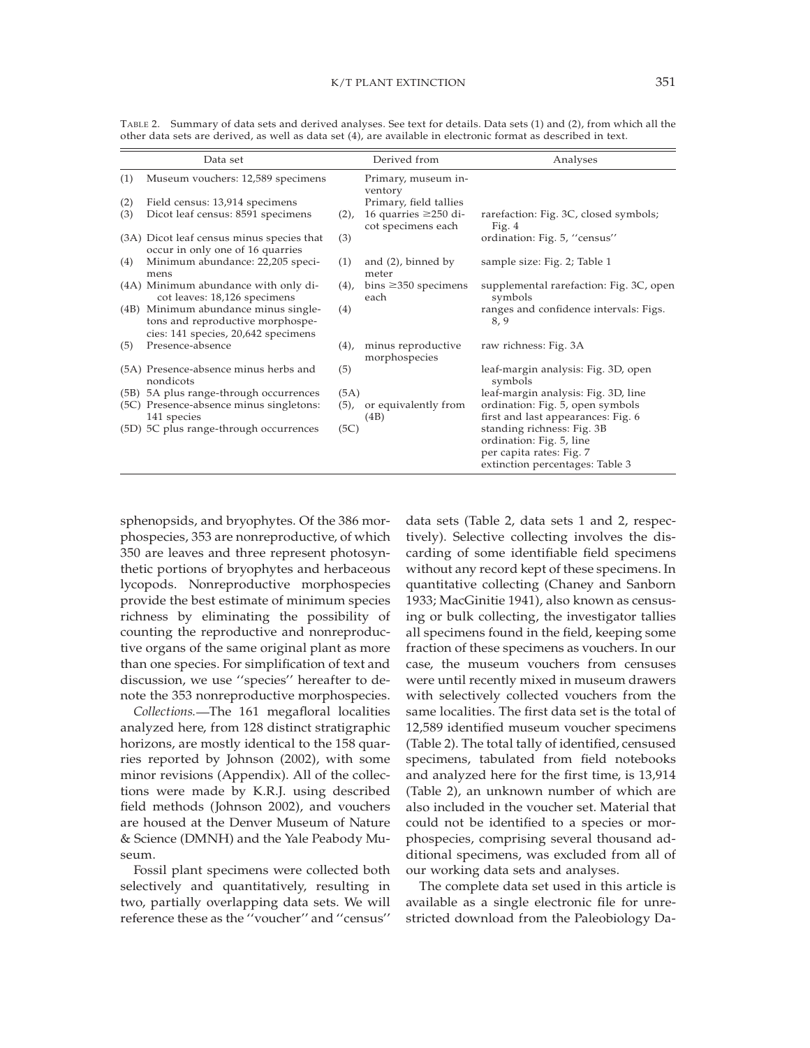TABLE 2. Summary of data sets and derived analyses. See text for details. Data sets (1) and (2), from which all the other data sets are derived, as well as data set (4), are available in electronic format as described in text.

| Data set | | Derived from | | Analyses |
|---|---|---|---|---|
| (1) | Museum vouchers: 12,589 specimens | | Primary, museum inventory | |
| (2) | Field census: 13,914 specimens | | Primary, field tallies | |
| (3) | Dicot leaf census: 8591 specimens | (2), | 16 quarries ≥250 dicot specimens each | rarefaction: Fig. 3C, closed symbols; Fig. 4 |
| (3A) | Dicot leaf census minus species that occur in only one of 16 quarries | (3) | | ordination: Fig. 5, ''census'' |
| (4) | Minimum abundance: 22,205 specimens | (1) | and (2), binned by meter | sample size: Fig. 2; Table 1 |
| (4A) | Minimum abundance with only dicot leaves: 18,126 specimens | (4), | bins ≥350 specimens each | supplemental rarefaction: Fig. 3C, open symbols |
| (4B) | Minimum abundance minus singletons and reproductive morphospecies: 141 species, 20,642 specimens | (4) | | ranges and confidence intervals: Figs. 8, 9 |
| (5) | Presence-absence | (4), | minus reproductive morphospecies | raw richness: Fig. 3A |
| (5A) | Presence-absence minus herbs and nondicots | (5) | | leaf-margin analysis: Fig. 3D, open symbols |
| (5B) | 5A plus range-through occurrences | (5A) | | leaf-margin analysis: Fig. 3D, line |
| (5C) | Presence-absence minus singletons: 141 species | (5), | or equivalently from (4B) | ordination: Fig. 5, open symbols; first and last appearances: Fig. 6 |
| (5D) | 5C plus range-through occurrences | (5C) | | standing richness: Fig. 3B; ordination: Fig. 5, line; per capita rates: Fig. 7; extinction percentages: Table 3 |

sphenopsids, and bryophytes. Of the 386 morphospecies, 353 are nonreproductive, of which 350 are leaves and three represent photosynthetic portions of bryophytes and herbaceous lycopods. Nonreproductive morphospecies provide the best estimate of minimum species richness by eliminating the possibility of counting the reproductive and nonreproductive organs of the same original plant as more than one species. For simplification of text and discussion, we use ''species'' hereafter to denote the 353 nonreproductive morphospecies.

*Collections.*—The 161 megafloral localities analyzed here, from 128 distinct stratigraphic horizons, are mostly identical to the 158 quarries reported by Johnson (2002), with some minor revisions (Appendix). All of the collections were made by K.R.J. using described field methods (Johnson 2002), and vouchers are housed at the Denver Museum of Nature & Science (DMNH) and the Yale Peabody Museum.

Fossil plant specimens were collected both selectively and quantitatively, resulting in two, partially overlapping data sets. We will reference these as the ''voucher'' and ''census'' data sets (Table 2, data sets 1 and 2, respectively). Selective collecting involves the discarding of some identifiable field specimens without any record kept of these specimens. In quantitative collecting (Chaney and Sanborn 1933; MacGinitie 1941), also known as censusing or bulk collecting, the investigator tallies all specimens found in the field, keeping some fraction of these specimens as vouchers. In our case, the museum vouchers from censuses were until recently mixed in museum drawers with selectively collected vouchers from the same localities. The first data set is the total of 12,589 identified museum voucher specimens (Table 2). The total tally of identified, censused specimens, tabulated from field notebooks and analyzed here for the first time, is 13,914 (Table 2), an unknown number of which are also included in the voucher set. Material that could not be identified to a species or morphospecies, comprising several thousand additional specimens, was excluded from all of our working data sets and analyses.

The complete data set used in this article is available as a single electronic file for unrestricted download from the Paleobiology Da-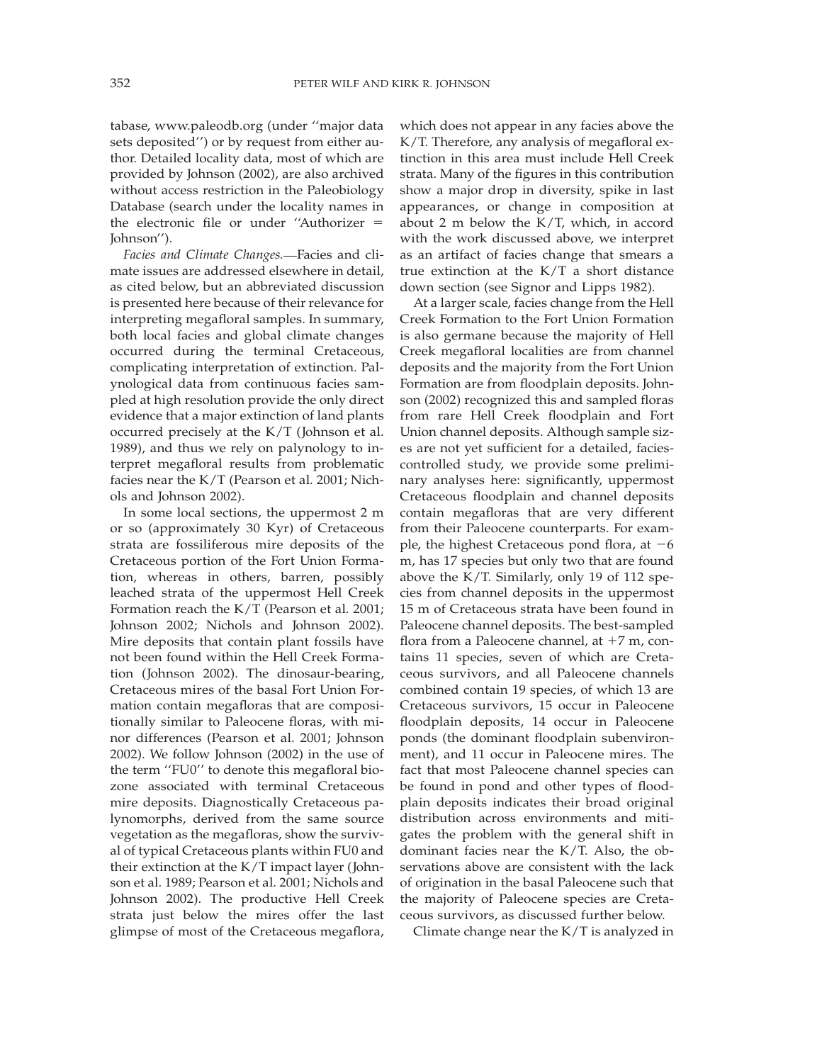tabase, www.paleodb.org (under ''major data sets deposited'') or by request from either author. Detailed locality data, most of which are provided by Johnson (2002), are also archived without access restriction in the Paleobiology Database (search under the locality names in the electronic file or under ''Authorizer = Johnson'').

*Facies and Climate Changes.*—Facies and climate issues are addressed elsewhere in detail, as cited below, but an abbreviated discussion is presented here because of their relevance for interpreting megafloral samples. In summary, both local facies and global climate changes occurred during the terminal Cretaceous, complicating interpretation of extinction. Palynological data from continuous facies sampled at high resolution provide the only direct evidence that a major extinction of land plants occurred precisely at the K/T (Johnson et al. 1989), and thus we rely on palynology to interpret megafloral results from problematic facies near the K/T (Pearson et al. 2001; Nichols and Johnson 2002).

In some local sections, the uppermost 2 m or so (approximately 30 Kyr) of Cretaceous strata are fossiliferous mire deposits of the Cretaceous portion of the Fort Union Formation, whereas in others, barren, possibly leached strata of the uppermost Hell Creek Formation reach the K/T (Pearson et al. 2001; Johnson 2002; Nichols and Johnson 2002). Mire deposits that contain plant fossils have not been found within the Hell Creek Formation (Johnson 2002). The dinosaur-bearing, Cretaceous mires of the basal Fort Union Formation contain megafloras that are compositionally similar to Paleocene floras, with minor differences (Pearson et al. 2001; Johnson 2002). We follow Johnson (2002) in the use of the term ''FU0'' to denote this megafloral biozone associated with terminal Cretaceous mire deposits. Diagnostically Cretaceous palynomorphs, derived from the same source vegetation as the megafloras, show the survival of typical Cretaceous plants within FU0 and their extinction at the K/T impact layer (Johnson et al. 1989; Pearson et al. 2001; Nichols and Johnson 2002). The productive Hell Creek strata just below the mires offer the last glimpse of most of the Cretaceous megaflora, which does not appear in any facies above the K/T. Therefore, any analysis of megafloral extinction in this area must include Hell Creek strata. Many of the figures in this contribution show a major drop in diversity, spike in last appearances, or change in composition at about 2 m below the K/T, which, in accord with the work discussed above, we interpret as an artifact of facies change that smears a true extinction at the K/T a short distance down section (see Signor and Lipps 1982).

At a larger scale, facies change from the Hell Creek Formation to the Fort Union Formation is also germane because the majority of Hell Creek megafloral localities are from channel deposits and the majority from the Fort Union Formation are from floodplain deposits. Johnson (2002) recognized this and sampled floras from rare Hell Creek floodplain and Fort Union channel deposits. Although sample sizes are not yet sufficient for a detailed, facies-controlled study, we provide some preliminary analyses here: significantly, uppermost Cretaceous floodplain and channel deposits contain megafloras that are very different from their Paleocene counterparts. For example, the highest Cretaceous pond flora, at $-6$ m, has 17 species but only two that are found above the K/T. Similarly, only 19 of 112 species from channel deposits in the uppermost 15 m of Cretaceous strata have been found in Paleocene channel deposits. The best-sampled flora from a Paleocene channel, at $+7$ m, contains 11 species, seven of which are Cretaceous survivors, and all Paleocene channels combined contain 19 species, of which 13 are Cretaceous survivors, 15 occur in Paleocene floodplain deposits, 14 occur in Paleocene ponds (the dominant floodplain subenvironment), and 11 occur in Paleocene mires. The fact that most Paleocene channel species can be found in pond and other types of floodplain deposits indicates their broad original distribution across environments and mitigates the problem with the general shift in dominant facies near the K/T. Also, the observations above are consistent with the lack of origination in the basal Paleocene such that the majority of Paleocene species are Cretaceous survivors, as discussed further below.

Climate change near the K/T is analyzed in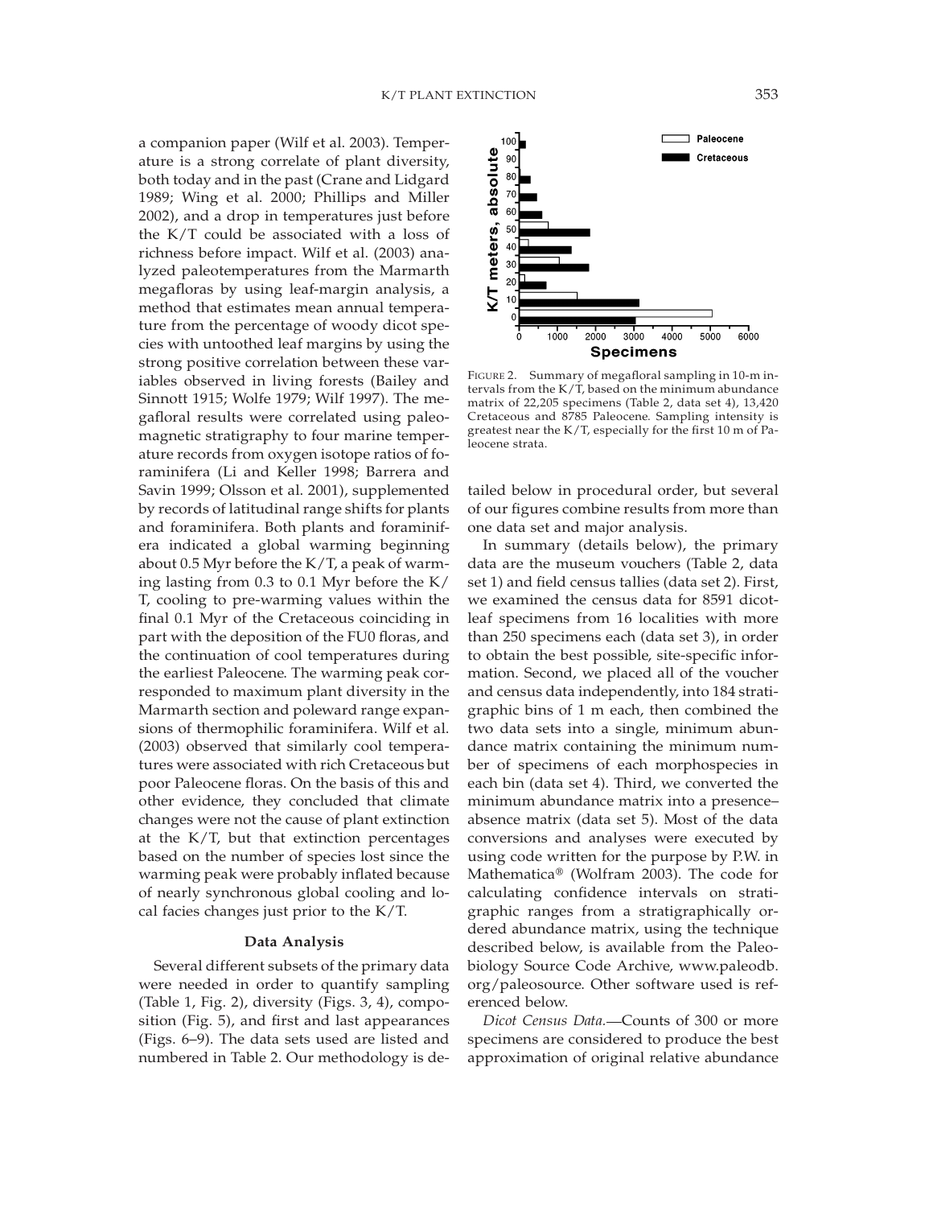a companion paper (Wilf et al. 2003). Temperature is a strong correlate of plant diversity, both today and in the past (Crane and Lidgard 1989; Wing et al. 2000; Phillips and Miller 2002), and a drop in temperatures just before the K/T could be associated with a loss of richness before impact. Wilf et al. (2003) analyzed paleotemperatures from the Marmarth megafloras by using leaf-margin analysis, a method that estimates mean annual temperature from the percentage of woody dicot species with untoothed leaf margins by using the strong positive correlation between these variables observed in living forests (Bailey and Sinnott 1915; Wolfe 1979; Wilf 1997). The megafloral results were correlated using paleomagnetic stratigraphy to four marine temperature records from oxygen isotope ratios of foraminifera (Li and Keller 1998; Barrera and Savin 1999; Olsson et al. 2001), supplemented by records of latitudinal range shifts for plants and foraminifera. Both plants and foraminifera indicated a global warming beginning about 0.5 Myr before the K/T, a peak of warming lasting from 0.3 to 0.1 Myr before the K/T, cooling to pre-warming values within the final 0.1 Myr of the Cretaceous coinciding in part with the deposition of the FU0 floras, and the continuation of cool temperatures during the earliest Paleocene. The warming peak corresponded to maximum plant diversity in the Marmarth section and poleward range expansions of thermophilic foraminifera. Wilf et al. (2003) observed that similarly cool temperatures were associated with rich Cretaceous but poor Paleocene floras. On the basis of this and other evidence, they concluded that climate changes were not the cause of plant extinction at the K/T, but that extinction percentages based on the number of species lost since the warming peak were probably inflated because of nearly synchronous global cooling and local facies changes just prior to the K/T.

## Data Analysis

Several different subsets of the primary data were needed in order to quantify sampling (Table 1, Fig. 2), diversity (Figs. 3, 4), composition (Fig. 5), and first and last appearances (Figs. 6–9). The data sets used are listed and numbered in Table 2. Our methodology is detailed below in procedural order, but several of our figures combine results from more than one data set and major analysis.

FIGURE 2. Summary of megafloral sampling in 10-m intervals from the K/T, based on the minimum abundance matrix of 22,205 specimens (Table 2, data set 4), 13,420 Cretaceous and 8785 Paleocene. Sampling intensity is greatest near the K/T, especially for the first 10 m of Paleocene strata.

In summary (details below), the primary data are the museum vouchers (Table 2, data set 1) and field census tallies (data set 2). First, we examined the census data for 8591 dicot-leaf specimens from 16 localities with more than 250 specimens each (data set 3), in order to obtain the best possible, site-specific information. Second, we placed all of the voucher and census data independently, into 184 stratigraphic bins of 1 m each, then combined the two data sets into a single, minimum abundance matrix containing the minimum number of specimens of each morphospecies in each bin (data set 4). Third, we converted the minimum abundance matrix into a presence–absence matrix (data set 5). Most of the data conversions and analyses were executed by using code written for the purpose by P.W. in Mathematica® (Wolfram 2003). The code for calculating confidence intervals on stratigraphic ranges from a stratigraphically ordered abundance matrix, using the technique described below, is available from the Paleobiology Source Code Archive, www.paleodb.org/paleosource. Other software used is referenced below.

*Dicot Census Data.*—Counts of 300 or more specimens are considered to produce the best approximation of original relative abundance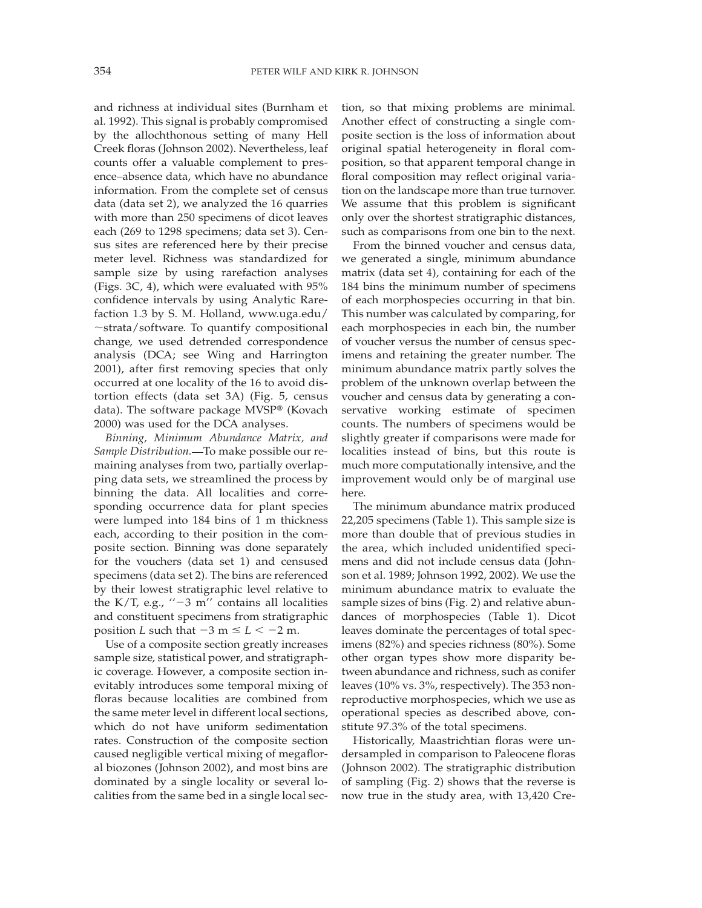and richness at individual sites (Burnham et al. 1992). This signal is probably compromised by the allochthonous setting of many Hell Creek floras (Johnson 2002). Nevertheless, leaf counts offer a valuable complement to presence–absence data, which have no abundance information. From the complete set of census data (data set 2), we analyzed the 16 quarries with more than 250 specimens of dicot leaves each (269 to 1298 specimens; data set 3). Census sites are referenced here by their precise meter level. Richness was standardized for sample size by using rarefaction analyses (Figs. 3C, 4), which were evaluated with 95% confidence intervals by using Analytic Rarefaction 1.3 by S. M. Holland, www.uga.edu/~strata/software. To quantify compositional change, we used detrended correspondence analysis (DCA; see Wing and Harrington 2001), after first removing species that only occurred at one locality of the 16 to avoid distortion effects (data set 3A) (Fig. 5, census data). The software package MVSP® (Kovach 2000) was used for the DCA analyses.

*Binning, Minimum Abundance Matrix, and Sample Distribution.*—To make possible our remaining analyses from two, partially overlapping data sets, we streamlined the process by binning the data. All localities and corresponding occurrence data for plant species were lumped into 184 bins of 1 m thickness each, according to their position in the composite section. Binning was done separately for the vouchers (data set 1) and censused specimens (data set 2). The bins are referenced by their lowest stratigraphic level relative to the K/T, e.g., "$-3$ m" contains all localities and constituent specimens from stratigraphic position $L$ such that $-3 \text{ m} \leq L < -2 \text{ m}$.

Use of a composite section greatly increases sample size, statistical power, and stratigraphic coverage. However, a composite section inevitably introduces some temporal mixing of floras because localities are combined from the same meter level in different local sections, which do not have uniform sedimentation rates. Construction of the composite section caused negligible vertical mixing of megafloral biozones (Johnson 2002), and most bins are dominated by a single locality or several localities from the same bed in a single local section, so that mixing problems are minimal. Another effect of constructing a single composite section is the loss of information about original spatial heterogeneity in floral composition, so that apparent temporal change in floral composition may reflect original variation on the landscape more than true turnover. We assume that this problem is significant only over the shortest stratigraphic distances, such as comparisons from one bin to the next.

From the binned voucher and census data, we generated a single, minimum abundance matrix (data set 4), containing for each of the 184 bins the minimum number of specimens of each morphospecies occurring in that bin. This number was calculated by comparing, for each morphospecies in each bin, the number of voucher versus the number of census specimens and retaining the greater number. The minimum abundance matrix partly solves the problem of the unknown overlap between the voucher and census data by generating a conservative working estimate of specimen counts. The numbers of specimens would be slightly greater if comparisons were made for localities instead of bins, but this route is much more computationally intensive, and the improvement would only be of marginal use here.

The minimum abundance matrix produced 22,205 specimens (Table 1). This sample size is more than double that of previous studies in the area, which included unidentified specimens and did not include census data (Johnson et al. 1989; Johnson 1992, 2002). We use the minimum abundance matrix to evaluate the sample sizes of bins (Fig. 2) and relative abundances of morphospecies (Table 1). Dicot leaves dominate the percentages of total specimens (82%) and species richness (80%). Some other organ types show more disparity between abundance and richness, such as conifer leaves (10% vs. 3%, respectively). The 353 nonreproductive morphospecies, which we use as operational species as described above, constitute 97.3% of the total specimens.

Historically, Maastrichtian floras were undersampled in comparison to Paleocene floras (Johnson 2002). The stratigraphic distribution of sampling (Fig. 2) shows that the reverse is now true in the study area, with 13,420 Cre-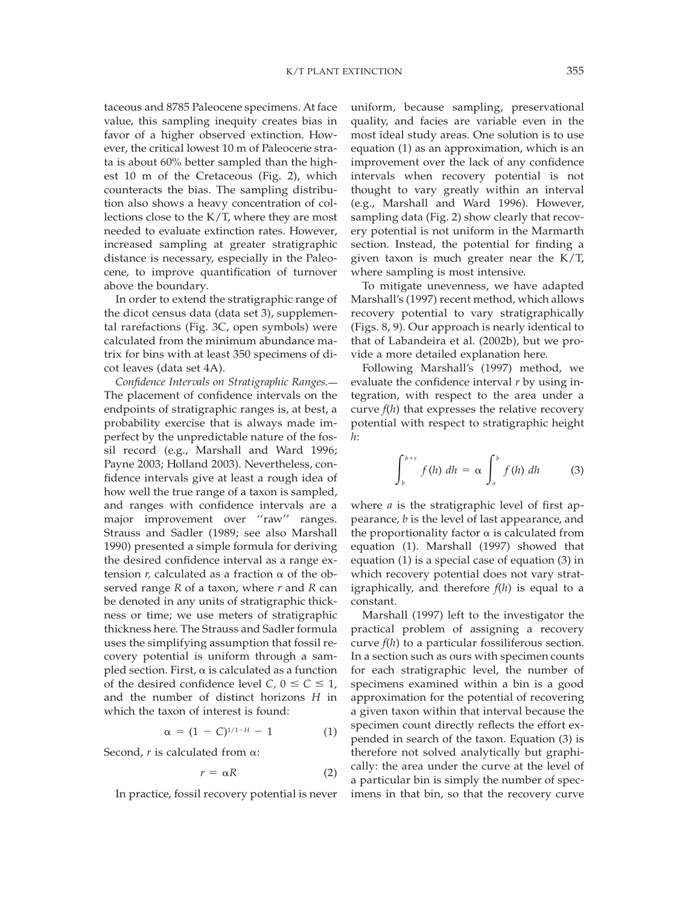taceous and 8785 Paleocene specimens. At face value, this sampling inequity creates bias in favor of a higher observed extinction. However, the critical lowest 10 m of Paleocene strata is about 60% better sampled than the highest 10 m of the Cretaceous (Fig. 2), which counteracts the bias. The sampling distribution also shows a heavy concentration of collections close to the K/T, where they are most needed to evaluate extinction rates. However, increased sampling at greater stratigraphic distance is necessary, especially in the Paleocene, to improve quantification of turnover above the boundary.

In order to extend the stratigraphic range of the dicot census data (data set 3), supplemental rarefactions (Fig. 3C, open symbols) were calculated from the minimum abundance matrix for bins with at least 350 specimens of dicot leaves (data set 4A).

*Confidence Intervals on Stratigraphic Ranges.—* The placement of confidence intervals on the endpoints of stratigraphic ranges is, at best, a probability exercise that is always made imperfect by the unpredictable nature of the fossil record (e.g., Marshall and Ward 1996; Payne 2003; Holland 2003). Nevertheless, confidence intervals give at least a rough idea of how well the true range of a taxon is sampled, and ranges with confidence intervals are a major improvement over ''raw'' ranges. Strauss and Sadler (1989; see also Marshall 1990) presented a simple formula for deriving the desired confidence interval as a range extension $r$, calculated as a fraction $\alpha$ of the observed range $R$ of a taxon, where $r$ and $R$ can be denoted in any units of stratigraphic thickness or time; we use meters of stratigraphic thickness here. The Strauss and Sadler formula uses the simplifying assumption that fossil recovery potential is uniform through a sampled section. First, $\alpha$ is calculated as a function of the desired confidence level $C$, $0 \leq C \leq 1$, and the number of distinct horizons $H$ in which the taxon of interest is found:

$$\alpha = (1 - C)^{1/1-H} - 1 \tag{1}$$

Second, $r$ is calculated from $\alpha$:

$$r = \alpha R \tag{2}$$

In practice, fossil recovery potential is never uniform, because sampling, preservational quality, and facies are variable even in the most ideal study areas. One solution is to use equation (1) as an approximation, which is an improvement over the lack of any confidence intervals when recovery potential is not thought to vary greatly within an interval (e.g., Marshall and Ward 1996). However, sampling data (Fig. 2) show clearly that recovery potential is not uniform in the Marmarth section. Instead, the potential for finding a given taxon is much greater near the K/T, where sampling is most intensive.

To mitigate unevenness, we have adapted Marshall's (1997) recent method, which allows recovery potential to vary stratigraphically (Figs. 8, 9). Our approach is nearly identical to that of Labandeira et al. (2002b), but we provide a more detailed explanation here.

Following Marshall's (1997) method, we evaluate the confidence interval $r$ by using integration, with respect to the area under a curve $f(h)$ that expresses the relative recovery potential with respect to stratigraphic height $h$:

$$\int_{b}^{b+r} f(h)\, dh = \alpha \int_{a}^{b} f(h)\, dh \tag{3}$$

where $a$ is the stratigraphic level of first appearance, $b$ is the level of last appearance, and the proportionality factor $\alpha$ is calculated from equation (1). Marshall (1997) showed that equation (1) is a special case of equation (3) in which recovery potential does not vary stratigraphically, and therefore $f(h)$ is equal to a constant.

Marshall (1997) left to the investigator the practical problem of assigning a recovery curve $f(h)$ to a particular fossiliferous section. In a section such as ours with specimen counts for each stratigraphic level, the number of specimens examined within a bin is a good approximation for the potential of recovering a given taxon within that interval because the specimen count directly reflects the effort expended in search of the taxon. Equation (3) is therefore not solved analytically but graphically: the area under the curve at the level of a particular bin is simply the number of specimens in that bin, so that the recovery curve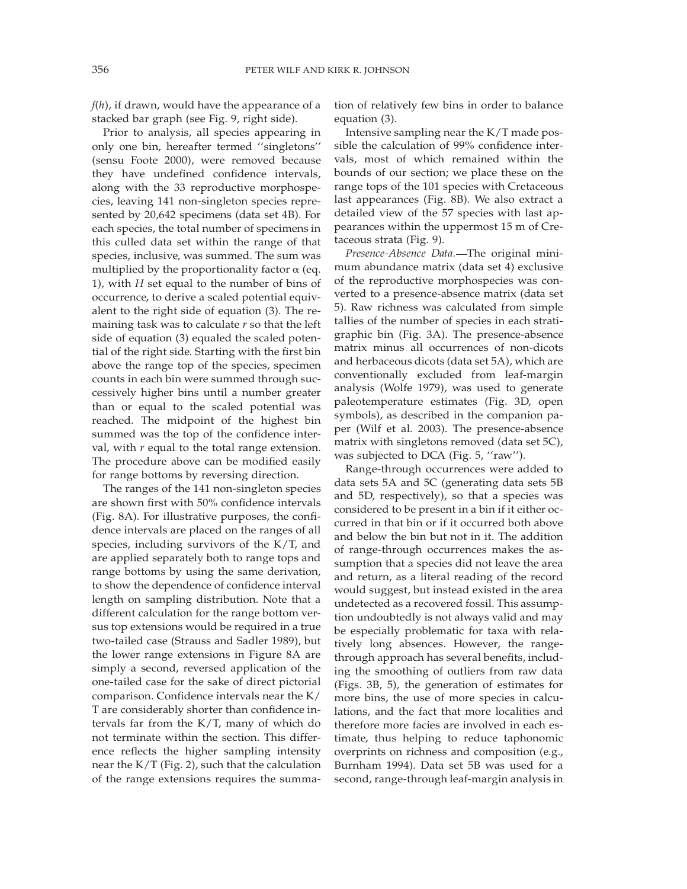$f(h)$, if drawn, would have the appearance of a stacked bar graph (see Fig. 9, right side).

Prior to analysis, all species appearing in only one bin, hereafter termed ''singletons'' (sensu Foote 2000), were removed because they have undefined confidence intervals, along with the 33 reproductive morphospecies, leaving 141 non-singleton species represented by 20,642 specimens (data set 4B). For each species, the total number of specimens in this culled data set within the range of that species, inclusive, was summed. The sum was multiplied by the proportionality factor $\alpha$ (eq. 1), with $H$ set equal to the number of bins of occurrence, to derive a scaled potential equivalent to the right side of equation (3). The remaining task was to calculate $r$ so that the left side of equation (3) equaled the scaled potential of the right side. Starting with the first bin above the range top of the species, specimen counts in each bin were summed through successively higher bins until a number greater than or equal to the scaled potential was reached. The midpoint of the highest bin summed was the top of the confidence interval, with $r$ equal to the total range extension. The procedure above can be modified easily for range bottoms by reversing direction.

The ranges of the 141 non-singleton species are shown first with 50% confidence intervals (Fig. 8A). For illustrative purposes, the confidence intervals are placed on the ranges of all species, including survivors of the K/T, and are applied separately both to range tops and range bottoms by using the same derivation, to show the dependence of confidence interval length on sampling distribution. Note that a different calculation for the range bottom versus top extensions would be required in a true two-tailed case (Strauss and Sadler 1989), but the lower range extensions in Figure 8A are simply a second, reversed application of the one-tailed case for the sake of direct pictorial comparison. Confidence intervals near the K/T are considerably shorter than confidence intervals far from the K/T, many of which do not terminate within the section. This difference reflects the higher sampling intensity near the K/T (Fig. 2), such that the calculation of the range extensions requires the summation of relatively few bins in order to balance equation (3).

Intensive sampling near the K/T made possible the calculation of 99% confidence intervals, most of which remained within the bounds of our section; we place these on the range tops of the 101 species with Cretaceous last appearances (Fig. 8B). We also extract a detailed view of the 57 species with last appearances within the uppermost 15 m of Cretaceous strata (Fig. 9).

*Presence-Absence Data*.—The original minimum abundance matrix (data set 4) exclusive of the reproductive morphospecies was converted to a presence-absence matrix (data set 5). Raw richness was calculated from simple tallies of the number of species in each stratigraphic bin (Fig. 3A). The presence-absence matrix minus all occurrences of non-dicots and herbaceous dicots (data set 5A), which are conventionally excluded from leaf-margin analysis (Wolfe 1979), was used to generate paleotemperature estimates (Fig. 3D, open symbols), as described in the companion paper (Wilf et al. 2003). The presence-absence matrix with singletons removed (data set 5C), was subjected to DCA (Fig. 5, ''raw'').

Range-through occurrences were added to data sets 5A and 5C (generating data sets 5B and 5D, respectively), so that a species was considered to be present in a bin if it either occurred in that bin or if it occurred both above and below the bin but not in it. The addition of range-through occurrences makes the assumption that a species did not leave the area and return, as a literal reading of the record would suggest, but instead existed in the area undetected as a recovered fossil. This assumption undoubtedly is not always valid and may be especially problematic for taxa with relatively long absences. However, the range-through approach has several benefits, including the smoothing of outliers from raw data (Figs. 3B, 5), the generation of estimates for more bins, the use of more species in calculations, and the fact that more localities and therefore more facies are involved in each estimate, thus helping to reduce taphonomic overprints on richness and composition (e.g., Burnham 1994). Data set 5B was used for a second, range-through leaf-margin analysis in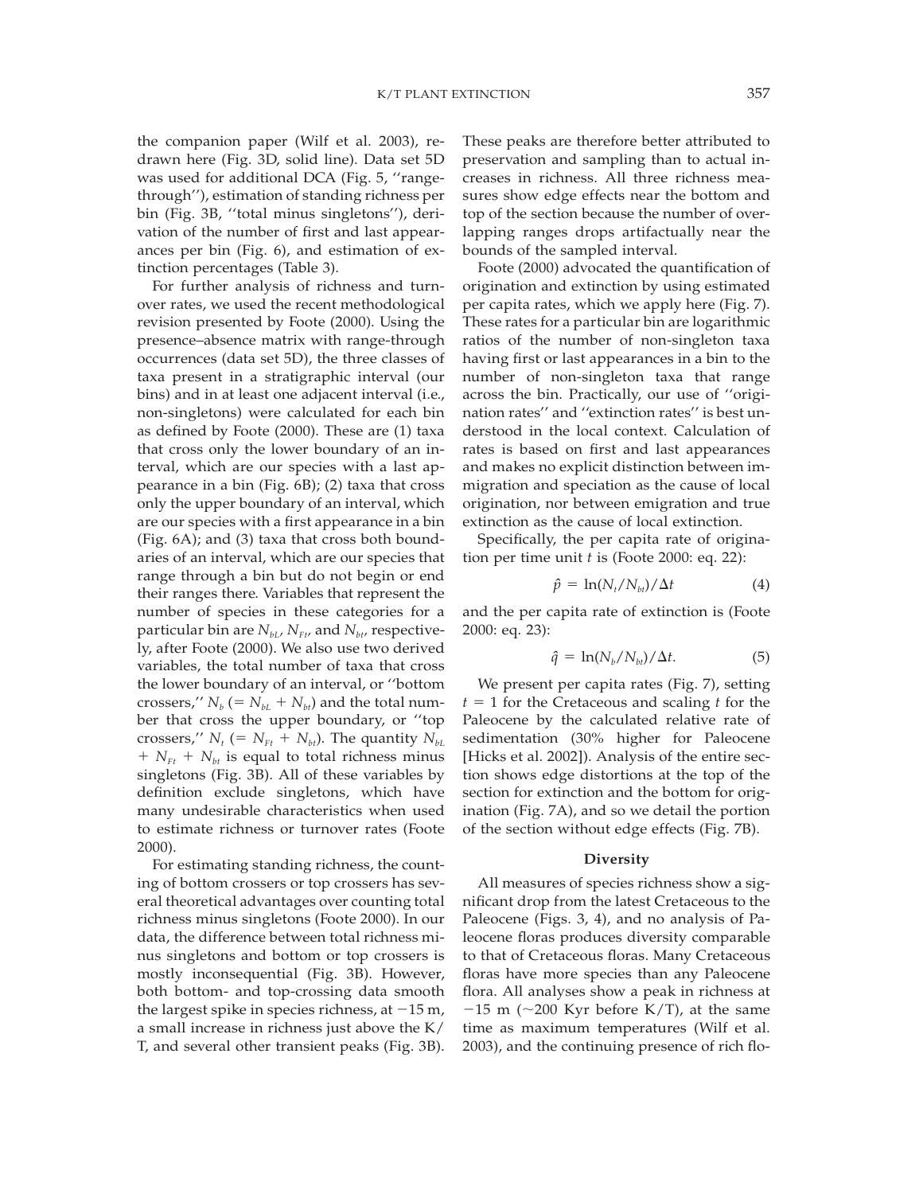the companion paper (Wilf et al. 2003), redrawn here (Fig. 3D, solid line). Data set 5D was used for additional DCA (Fig. 5, ''range-through''), estimation of standing richness per bin (Fig. 3B, ''total minus singletons''), derivation of the number of first and last appearances per bin (Fig. 6), and estimation of extinction percentages (Table 3).

For further analysis of richness and turnover rates, we used the recent methodological revision presented by Foote (2000). Using the presence–absence matrix with range-through occurrences (data set 5D), the three classes of taxa present in a stratigraphic interval (our bins) and in at least one adjacent interval (i.e., non-singletons) were calculated for each bin as defined by Foote (2000). These are (1) taxa that cross only the lower boundary of an interval, which are our species with a last appearance in a bin (Fig. 6B); (2) taxa that cross only the upper boundary of an interval, which are our species with a first appearance in a bin (Fig. 6A); and (3) taxa that cross both boundaries of an interval, which are our species that range through a bin but do not begin or end their ranges there. Variables that represent the number of species in these categories for a particular bin are $N_{bL}$, $N_{Ft}$, and $N_{bt}$, respectively, after Foote (2000). We also use two derived variables, the total number of taxa that cross the lower boundary of an interval, or ''bottom crossers,'' $N_b$ (= $N_{bL}$ + $N_{bt}$) and the total number that cross the upper boundary, or ''top crossers,'' $N_t$ (= $N_{Ft}$ + $N_{bt}$). The quantity $N_{bL} + N_{Ft} + N_{bt}$ is equal to total richness minus singletons (Fig. 3B). All of these variables by definition exclude singletons, which have many undesirable characteristics when used to estimate richness or turnover rates (Foote 2000).

For estimating standing richness, the counting of bottom crossers or top crossers has several theoretical advantages over counting total richness minus singletons (Foote 2000). In our data, the difference between total richness minus singletons and bottom or top crossers is mostly inconsequential (Fig. 3B). However, both bottom- and top-crossing data smooth the largest spike in species richness, at −15 m, a small increase in richness just above the K/T, and several other transient peaks (Fig. 3B). These peaks are therefore better attributed to preservation and sampling than to actual increases in richness. All three richness measures show edge effects near the bottom and top of the section because the number of overlapping ranges drops artifactually near the bounds of the sampled interval.

Foote (2000) advocated the quantification of origination and extinction by using estimated per capita rates, which we apply here (Fig. 7). These rates for a particular bin are logarithmic ratios of the number of non-singleton taxa having first or last appearances in a bin to the number of non-singleton taxa that range across the bin. Practically, our use of ''origination rates'' and ''extinction rates'' is best understood in the local context. Calculation of rates is based on first and last appearances and makes no explicit distinction between immigration and speciation as the cause of local origination, nor between emigration and true extinction as the cause of local extinction.

Specifically, the per capita rate of origination per time unit $t$ is (Foote 2000: eq. 22):

$$\hat{p} = \ln(N_t/N_{bt})/\Delta t \qquad (4)$$

and the per capita rate of extinction is (Foote 2000: eq. 23):

$$\hat{q} = \ln(N_b/N_{bt})/\Delta t. \qquad (5)$$

We present per capita rates (Fig. 7), setting $t = 1$ for the Cretaceous and scaling $t$ for the Paleocene by the calculated relative rate of sedimentation (30% higher for Paleocene [Hicks et al. 2002]). Analysis of the entire section shows edge distortions at the top of the section for extinction and the bottom for origination (Fig. 7A), and so we detail the portion of the section without edge effects (Fig. 7B).

### Diversity

All measures of species richness show a significant drop from the latest Cretaceous to the Paleocene (Figs. 3, 4), and no analysis of Paleocene floras produces diversity comparable to that of Cretaceous floras. Many Cretaceous floras have more species than any Paleocene flora. All analyses show a peak in richness at −15 m (~200 Kyr before K/T), at the same time as maximum temperatures (Wilf et al. 2003), and the continuing presence of rich flo-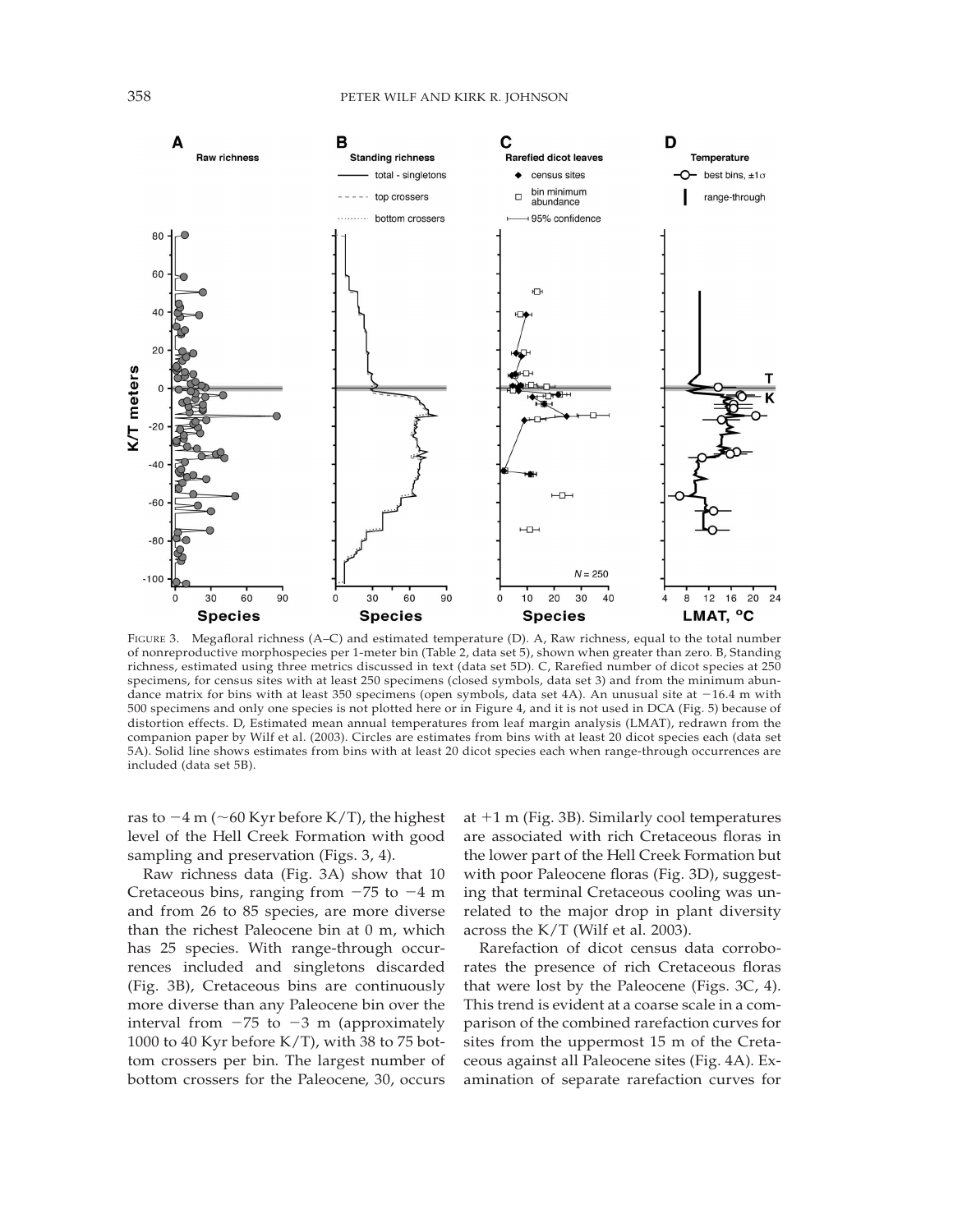FIGURE 3. Megafloral richness (A–C) and estimated temperature (D). A, Raw richness, equal to the total number of nonreproductive morphospecies per 1-meter bin (Table 2, data set 5), shown when greater than zero. B, Standing richness, estimated using three metrics discussed in text (data set 5D). C, Rarefied number of dicot species at 250 specimens, for census sites with at least 250 specimens (closed symbols, data set 3) and from the minimum abundance matrix for bins with at least 350 specimens (open symbols, data set 4A). An unusual site at −16.4 m with 500 specimens and only one species is not plotted here or in Figure 4, and it is not used in DCA (Fig. 5) because of distortion effects. D, Estimated mean annual temperatures from leaf margin analysis (LMAT), redrawn from the companion paper by Wilf et al. (2003). Circles are estimates from bins with at least 20 dicot species each (data set 5A). Solid line shows estimates from bins with at least 20 dicot species each when range-through occurrences are included (data set 5B).

ras to −4 m (~60 Kyr before K/T), the highest level of the Hell Creek Formation with good sampling and preservation (Figs. 3, 4).

Raw richness data (Fig. 3A) show that 10 Cretaceous bins, ranging from −75 to −4 m and from 26 to 85 species, are more diverse than the richest Paleocene bin at 0 m, which has 25 species. With range-through occurrences included and singletons discarded (Fig. 3B), Cretaceous bins are continuously more diverse than any Paleocene bin over the interval from −75 to −3 m (approximately 1000 to 40 Kyr before K/T), with 38 to 75 bottom crossers per bin. The largest number of bottom crossers for the Paleocene, 30, occurs at +1 m (Fig. 3B). Similarly cool temperatures are associated with rich Cretaceous floras in the lower part of the Hell Creek Formation but with poor Paleocene floras (Fig. 3D), suggesting that terminal Cretaceous cooling was unrelated to the major drop in plant diversity across the K/T (Wilf et al. 2003).

Rarefaction of dicot census data corroborates the presence of rich Cretaceous floras that were lost by the Paleocene (Figs. 3C, 4). This trend is evident at a coarse scale in a comparison of the combined rarefaction curves for sites from the uppermost 15 m of the Cretaceous against all Paleocene sites (Fig. 4A). Examination of separate rarefaction curves for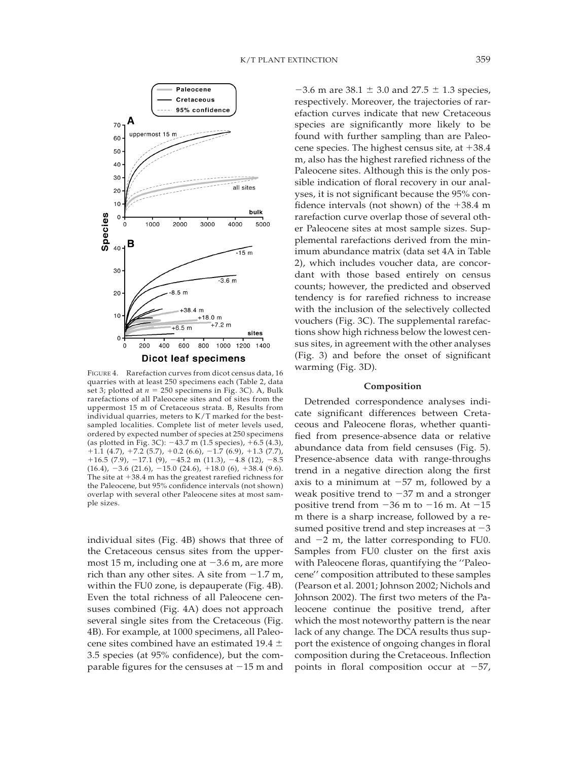FIGURE 4. Rarefaction curves from dicot census data, 16 quarries with at least 250 specimens each (Table 2, data set 3; plotted at $n = 250$ specimens in Fig. 3C). A, Bulk rarefactions of all Paleocene sites and of sites from the uppermost 15 m of Cretaceous strata. B, Results from individual quarries, meters to K/T marked for the best-sampled localities. Complete list of meter levels used, ordered by expected number of species at 250 specimens (as plotted in Fig. 3C): −43.7 m (1.5 species), +6.5 (4.3), +1.1 (4.7), +7.2 (5.7), +0.2 (6.6), −1.7 (6.9), +1.3 (7.7), +16.5 (7.9), −17.1 (9), −45.2 m (11.3), −4.8 (12), −8.5 (16.4), −3.6 (21.6), −15.0 (24.6), +18.0 (6), +38.4 (9.6). The site at +38.4 m has the greatest rarefied richness for the Paleocene, but 95% confidence intervals (not shown) overlap with several other Paleocene sites at most sample sizes.

individual sites (Fig. 4B) shows that three of the Cretaceous census sites from the uppermost 15 m, including one at −3.6 m, are more rich than any other sites. A site from −1.7 m, within the FU0 zone, is depauperate (Fig. 4B). Even the total richness of all Paleocene censuses combined (Fig. 4A) does not approach several single sites from the Cretaceous (Fig. 4B). For example, at 1000 specimens, all Paleocene sites combined have an estimated 19.4 ± 3.5 species (at 95% confidence), but the comparable figures for the censuses at −15 m and −3.6 m are 38.1 ± 3.0 and 27.5 ± 1.3 species, respectively. Moreover, the trajectories of rarefaction curves indicate that new Cretaceous species are significantly more likely to be found with further sampling than are Paleocene species. The highest census site, at +38.4 m, also has the highest rarefied richness of the Paleocene sites. Although this is the only possible indication of floral recovery in our analyses, it is not significant because the 95% confidence intervals (not shown) of the +38.4 m rarefaction curve overlap those of several other Paleocene sites at most sample sizes. Supplemental rarefactions derived from the minimum abundance matrix (data set 4A in Table 2), which includes voucher data, are concordant with those based entirely on census counts; however, the predicted and observed tendency is for rarefied richness to increase with the inclusion of the selectively collected vouchers (Fig. 3C). The supplemental rarefactions show high richness below the lowest census sites, in agreement with the other analyses (Fig. 3) and before the onset of significant warming (Fig. 3D).

### Composition

Detrended correspondence analyses indicate significant differences between Cretaceous and Paleocene floras, whether quantified from presence-absence data or relative abundance data from field censuses (Fig. 5). Presence-absence data with range-throughs trend in a negative direction along the first axis to a minimum at −57 m, followed by a weak positive trend to −37 m and a stronger positive trend from −36 m to −16 m. At −15 m there is a sharp increase, followed by a resumed positive trend and step increases at −3 and −2 m, the latter corresponding to FU0. Samples from FU0 cluster on the first axis with Paleocene floras, quantifying the "Paleocene" composition attributed to these samples (Pearson et al. 2001; Johnson 2002; Nichols and Johnson 2002). The first two meters of the Paleocene continue the positive trend, after which the most noteworthy pattern is the near lack of any change. The DCA results thus support the existence of ongoing changes in floral composition during the Cretaceous. Inflection points in floral composition occur at −57,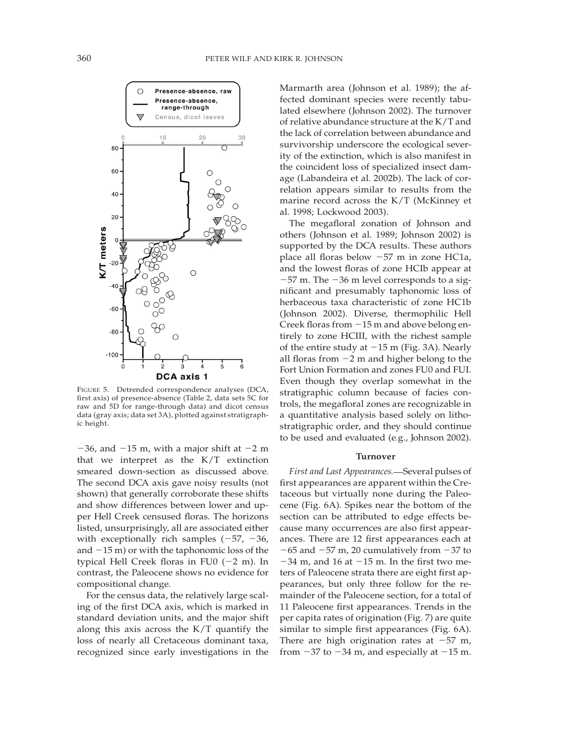FIGURE 5. Detrended correspondence analyses (DCA, first axis) of presence-absence (Table 2, data sets 5C for raw and 5D for range-through data) and dicot census data (gray axis; data set 3A), plotted against stratigraphic height.

−36, and −15 m, with a major shift at −2 m that we interpret as the K/T extinction smeared down-section as discussed above. The second DCA axis gave noisy results (not shown) that generally corroborate these shifts and show differences between lower and upper Hell Creek censused floras. The horizons listed, unsurprisingly, all are associated either with exceptionally rich samples (−57, −36, and −15 m) or with the taphonomic loss of the typical Hell Creek floras in FU0 (−2 m). In contrast, the Paleocene shows no evidence for compositional change.

For the census data, the relatively large scaling of the first DCA axis, which is marked in standard deviation units, and the major shift along this axis across the K/T quantify the loss of nearly all Cretaceous dominant taxa, recognized since early investigations in the Marmarth area (Johnson et al. 1989); the affected dominant species were recently tabulated elsewhere (Johnson 2002). The turnover of relative abundance structure at the K/T and the lack of correlation between abundance and survivorship underscore the ecological severity of the extinction, which is also manifest in the coincident loss of specialized insect damage (Labandeira et al. 2002b). The lack of correlation appears similar to results from the marine record across the K/T (McKinney et al. 1998; Lockwood 2003).

The megafloral zonation of Johnson and others (Johnson et al. 1989; Johnson 2002) is supported by the DCA results. These authors place all floras below −57 m in zone HC1a, and the lowest floras of zone HCIb appear at −57 m. The −36 m level corresponds to a significant and presumably taphonomic loss of herbaceous taxa characteristic of zone HC1b (Johnson 2002). Diverse, thermophilic Hell Creek floras from −15 m and above belong entirely to zone HCIII, with the richest sample of the entire study at −15 m (Fig. 3A). Nearly all floras from −2 m and higher belong to the Fort Union Formation and zones FU0 and FUI. Even though they overlap somewhat in the stratigraphic column because of facies controls, the megafloral zones are recognizable in a quantitative analysis based solely on lithostratigraphic order, and they should continue to be used and evaluated (e.g., Johnson 2002).

### Turnover

*First and Last Appearances.*—Several pulses of first appearances are apparent within the Cretaceous but virtually none during the Paleocene (Fig. 6A). Spikes near the bottom of the section can be attributed to edge effects because many occurrences are also first appearances. There are 12 first appearances each at −65 and −57 m, 20 cumulatively from −37 to −34 m, and 16 at −15 m. In the first two meters of Paleocene strata there are eight first appearances, but only three follow for the remainder of the Paleocene section, for a total of 11 Paleocene first appearances. Trends in the per capita rates of origination (Fig. 7) are quite similar to simple first appearances (Fig. 6A). There are high origination rates at −57 m, from −37 to −34 m, and especially at −15 m.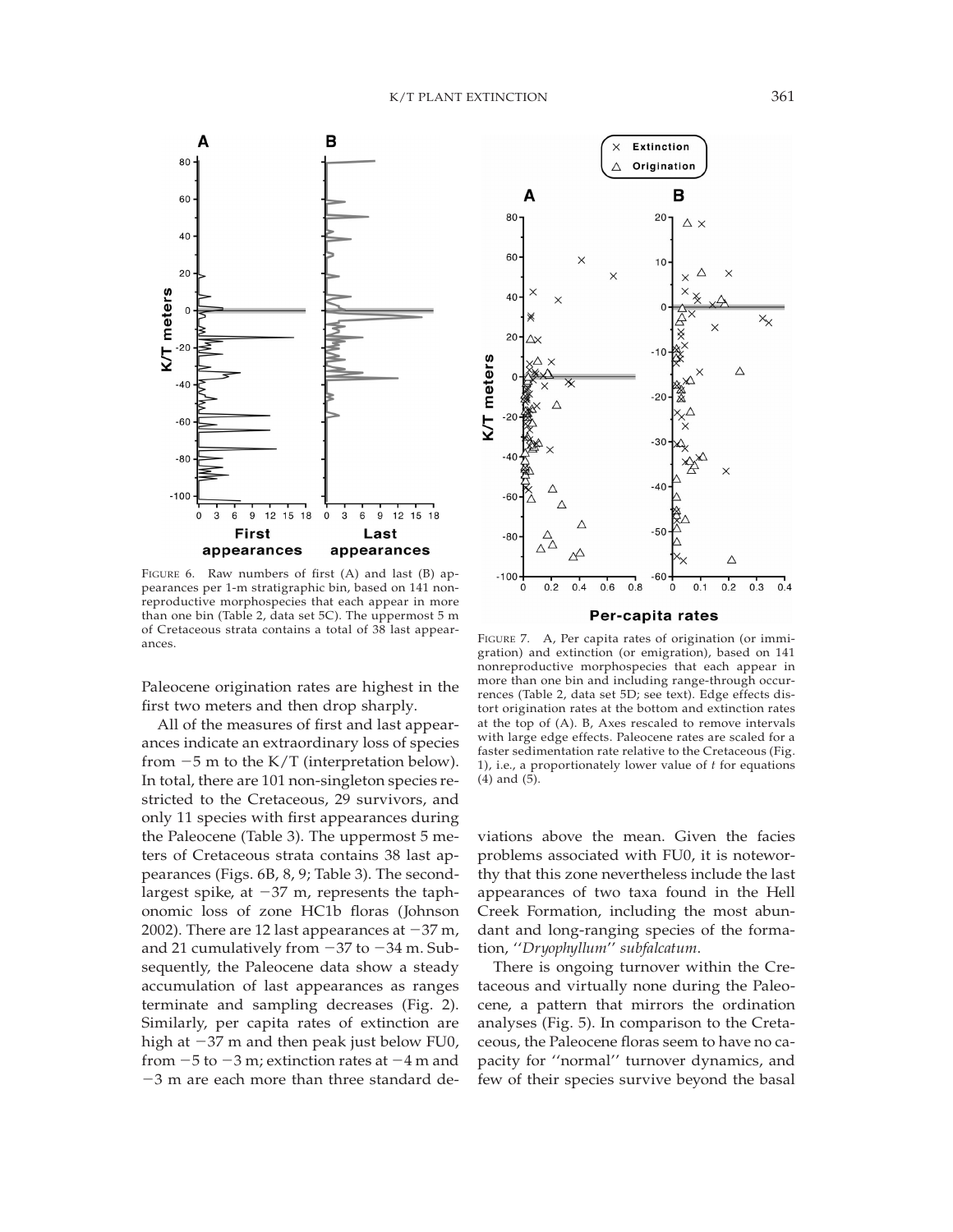FIGURE 6. Raw numbers of first (A) and last (B) appearances per 1-m stratigraphic bin, based on 141 nonreproductive morphospecies that each appear in more than one bin (Table 2, data set 5C). The uppermost 5 m of Cretaceous strata contains a total of 38 last appearances.

FIGURE 7. A, Per capita rates of origination (or immigration) and extinction (or emigration), based on 141 nonreproductive morphospecies that each appear in more than one bin and including range-through occurrences (Table 2, data set 5D; see text). Edge effects distort origination rates at the bottom and extinction rates at the top of (A). B, Axes rescaled to remove intervals with large edge effects. Paleocene rates are scaled for a faster sedimentation rate relative to the Cretaceous (Fig. 1), i.e., a proportionately lower value of *t* for equations (4) and (5).

Paleocene origination rates are highest in the first two meters and then drop sharply.

All of the measures of first and last appearances indicate an extraordinary loss of species from −5 m to the K/T (interpretation below). In total, there are 101 non-singleton species restricted to the Cretaceous, 29 survivors, and only 11 species with first appearances during the Paleocene (Table 3). The uppermost 5 meters of Cretaceous strata contains 38 last appearances (Figs. 6B, 8, 9; Table 3). The second-largest spike, at −37 m, represents the taphonomic loss of zone HC1b floras (Johnson 2002). There are 12 last appearances at −37 m, and 21 cumulatively from −37 to −34 m. Subsequently, the Paleocene data show a steady accumulation of last appearances as ranges terminate and sampling decreases (Fig. 2). Similarly, per capita rates of extinction are high at −37 m and then peak just below FU0, from −5 to −3 m; extinction rates at −4 m and −3 m are each more than three standard deviations above the mean. Given the facies problems associated with FU0, it is noteworthy that this zone nevertheless include the last appearances of two taxa found in the Hell Creek Formation, including the most abundant and long-ranging species of the formation, ''*Dryophyllum*'' *subfalcatum*.

There is ongoing turnover within the Cretaceous and virtually none during the Paleocene, a pattern that mirrors the ordination analyses (Fig. 5). In comparison to the Cretaceous, the Paleocene floras seem to have no capacity for ''normal'' turnover dynamics, and few of their species survive beyond the basal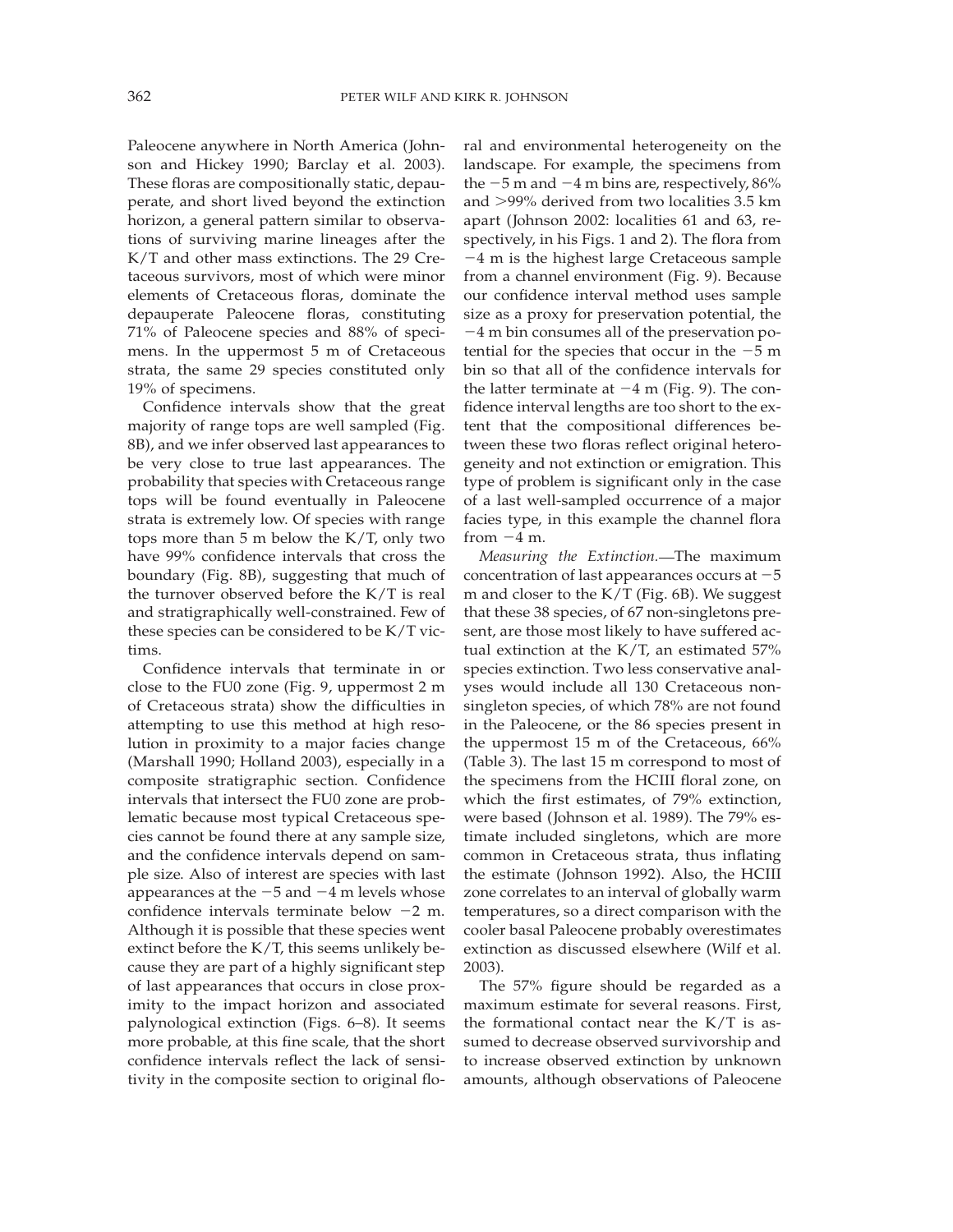Paleocene anywhere in North America (Johnson and Hickey 1990; Barclay et al. 2003). These floras are compositionally static, depauperate, and short lived beyond the extinction horizon, a general pattern similar to observations of surviving marine lineages after the K/T and other mass extinctions. The 29 Cretaceous survivors, most of which were minor elements of Cretaceous floras, dominate the depauperate Paleocene floras, constituting 71% of Paleocene species and 88% of specimens. In the uppermost 5 m of Cretaceous strata, the same 29 species constituted only 19% of specimens.

Confidence intervals show that the great majority of range tops are well sampled (Fig. 8B), and we infer observed last appearances to be very close to true last appearances. The probability that species with Cretaceous range tops will be found eventually in Paleocene strata is extremely low. Of species with range tops more than 5 m below the K/T, only two have 99% confidence intervals that cross the boundary (Fig. 8B), suggesting that much of the turnover observed before the K/T is real and stratigraphically well-constrained. Few of these species can be considered to be K/T victims.

Confidence intervals that terminate in or close to the FU0 zone (Fig. 9, uppermost 2 m of Cretaceous strata) show the difficulties in attempting to use this method at high resolution in proximity to a major facies change (Marshall 1990; Holland 2003), especially in a composite stratigraphic section. Confidence intervals that intersect the FU0 zone are problematic because most typical Cretaceous species cannot be found there at any sample size, and the confidence intervals depend on sample size. Also of interest are species with last appearances at the −5 and −4 m levels whose confidence intervals terminate below −2 m. Although it is possible that these species went extinct before the K/T, this seems unlikely because they are part of a highly significant step of last appearances that occurs in close proximity to the impact horizon and associated palynological extinction (Figs. 6–8). It seems more probable, at this fine scale, that the short confidence intervals reflect the lack of sensitivity in the composite section to original floral and environmental heterogeneity on the landscape. For example, the specimens from the −5 m and −4 m bins are, respectively, 86% and >99% derived from two localities 3.5 km apart (Johnson 2002: localities 61 and 63, respectively, in his Figs. 1 and 2). The flora from −4 m is the highest large Cretaceous sample from a channel environment (Fig. 9). Because our confidence interval method uses sample size as a proxy for preservation potential, the −4 m bin consumes all of the preservation potential for the species that occur in the −5 m bin so that all of the confidence intervals for the latter terminate at −4 m (Fig. 9). The confidence interval lengths are too short to the extent that the compositional differences between these two floras reflect original heterogeneity and not extinction or emigration. This type of problem is significant only in the case of a last well-sampled occurrence of a major facies type, in this example the channel flora from −4 m.

*Measuring the Extinction.*—The maximum concentration of last appearances occurs at −5 m and closer to the K/T (Fig. 6B). We suggest that these 38 species, of 67 non-singletons present, are those most likely to have suffered actual extinction at the K/T, an estimated 57% species extinction. Two less conservative analyses would include all 130 Cretaceous non-singleton species, of which 78% are not found in the Paleocene, or the 86 species present in the uppermost 15 m of the Cretaceous, 66% (Table 3). The last 15 m correspond to most of the specimens from the HCIII floral zone, on which the first estimates, of 79% extinction, were based (Johnson et al. 1989). The 79% estimate included singletons, which are more common in Cretaceous strata, thus inflating the estimate (Johnson 1992). Also, the HCIII zone correlates to an interval of globally warm temperatures, so a direct comparison with the cooler basal Paleocene probably overestimates extinction as discussed elsewhere (Wilf et al. 2003).

The 57% figure should be regarded as a maximum estimate for several reasons. First, the formational contact near the K/T is assumed to decrease observed survivorship and to increase observed extinction by unknown amounts, although observations of Paleocene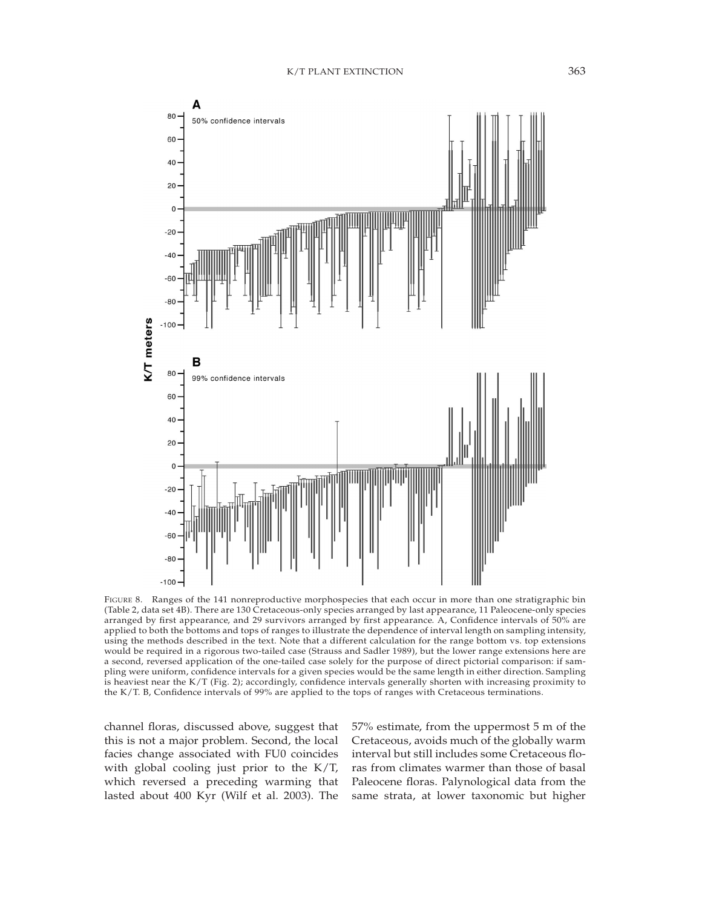FIGURE 8. Ranges of the 141 nonreproductive morphospecies that each occur in more than one stratigraphic bin (Table 2, data set 4B). There are 130 Cretaceous-only species arranged by last appearance, 11 Paleocene-only species arranged by first appearance, and 29 survivors arranged by first appearance. A, Confidence intervals of 50% are applied to both the bottoms and tops of ranges to illustrate the dependence of interval length on sampling intensity, using the methods described in the text. Note that a different calculation for the range bottom vs. top extensions would be required in a rigorous two-tailed case (Strauss and Sadler 1989), but the lower range extensions here are a second, reversed application of the one-tailed case solely for the purpose of direct pictorial comparison: if sampling were uniform, confidence intervals for a given species would be the same length in either direction. Sampling is heaviest near the K/T (Fig. 2); accordingly, confidence intervals generally shorten with increasing proximity to the K/T. B, Confidence intervals of 99% are applied to the tops of ranges with Cretaceous terminations.

channel floras, discussed above, suggest that this is not a major problem. Second, the local facies change associated with FU0 coincides with global cooling just prior to the K/T, which reversed a preceding warming that lasted about 400 Kyr (Wilf et al. 2003). The 57% estimate, from the uppermost 5 m of the Cretaceous, avoids much of the globally warm interval but still includes some Cretaceous floras from climates warmer than those of basal Paleocene floras. Palynological data from the same strata, at lower taxonomic but higher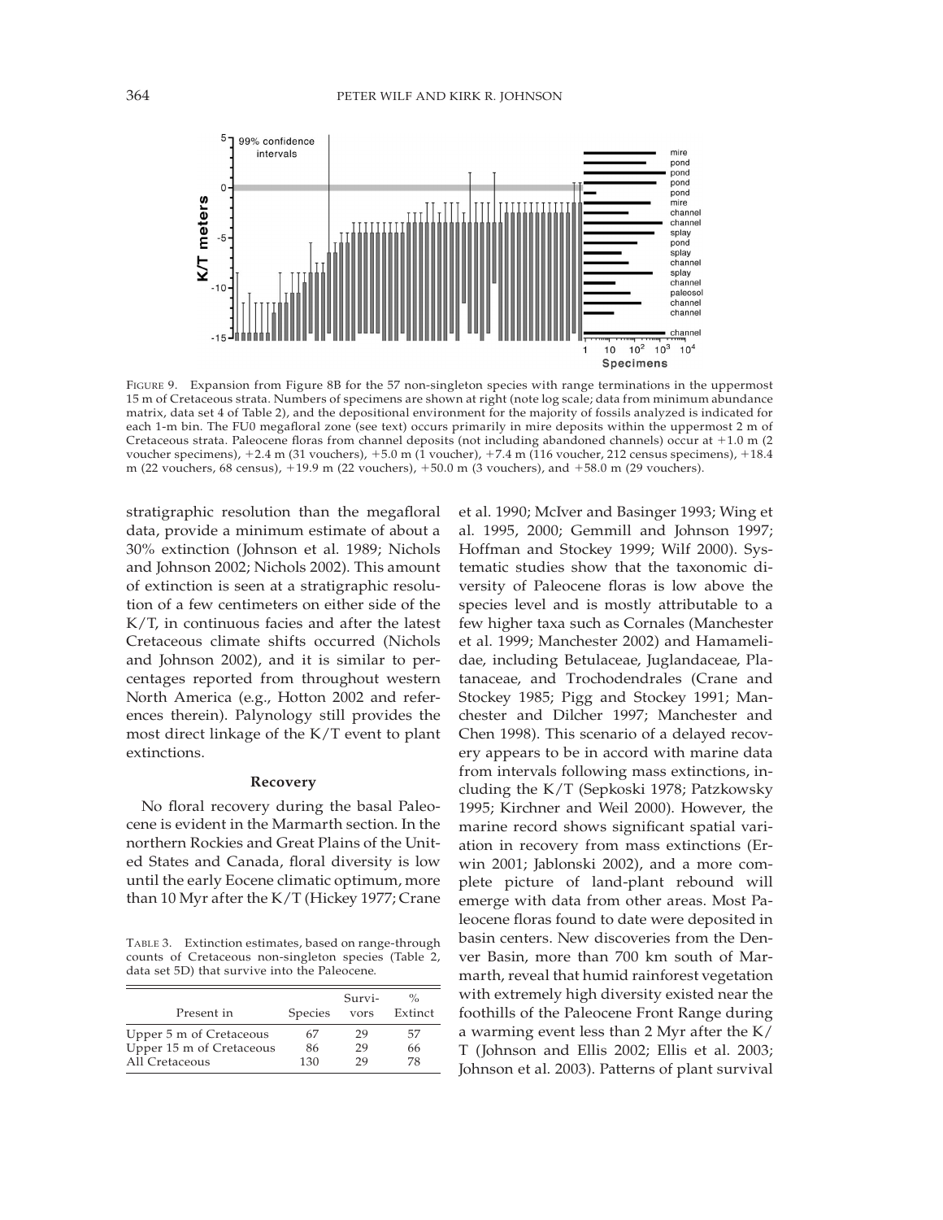FIGURE 9. Expansion from Figure 8B for the 57 non-singleton species with range terminations in the uppermost 15 m of Cretaceous strata. Numbers of specimens are shown at right (note log scale; data from minimum abundance matrix, data set 4 of Table 2), and the depositional environment for the majority of fossils analyzed is indicated for each 1-m bin. The FU0 megafloral zone (see text) occurs primarily in mire deposits within the uppermost 2 m of Cretaceous strata. Paleocene floras from channel deposits (not including abandoned channels) occur at +1.0 m (2 voucher specimens), +2.4 m (31 vouchers), +5.0 m (1 voucher), +7.4 m (116 voucher, 212 census specimens), +18.4 m (22 vouchers, 68 census), +19.9 m (22 vouchers), +50.0 m (3 vouchers), and +58.0 m (29 vouchers).

stratigraphic resolution than the megafloral data, provide a minimum estimate of about a 30% extinction (Johnson et al. 1989; Nichols and Johnson 2002; Nichols 2002). This amount of extinction is seen at a stratigraphic resolution of a few centimeters on either side of the K/T, in continuous facies and after the latest Cretaceous climate shifts occurred (Nichols and Johnson 2002), and it is similar to percentages reported from throughout western North America (e.g., Hotton 2002 and references therein). Palynology still provides the most direct linkage of the K/T event to plant extinctions.

### Recovery

No floral recovery during the basal Paleocene is evident in the Marmarth section. In the northern Rockies and Great Plains of the United States and Canada, floral diversity is low until the early Eocene climatic optimum, more than 10 Myr after the K/T (Hickey 1977; Crane et al. 1990; McIver and Basinger 1993; Wing et al. 1995, 2000; Gemmill and Johnson 1997; Hoffman and Stockey 1999; Wilf 2000). Systematic studies show that the taxonomic diversity of Paleocene floras is low above the species level and is mostly attributable to a few higher taxa such as Cornales (Manchester et al. 1999; Manchester 2002) and Hamamelidae, including Betulaceae, Juglandaceae, Platanaceae, and Trochodendrales (Crane and Stockey 1985; Pigg and Stockey 1991; Manchester and Dilcher 1997; Manchester and Chen 1998). This scenario of a delayed recovery appears to be in accord with marine data from intervals following mass extinctions, including the K/T (Sepkoski 1978; Patzkowsky 1995; Kirchner and Weil 2000). However, the marine record shows significant spatial variation in recovery from mass extinctions (Erwin 2001; Jablonski 2002), and a more complete picture of land-plant rebound will emerge with data from other areas. Most Paleocene floras found to date were deposited in basin centers. New discoveries from the Denver Basin, more than 700 km south of Marmarth, reveal that humid rainforest vegetation with extremely high diversity existed near the foothills of the Paleocene Front Range during a warming event less than 2 Myr after the K/T (Johnson and Ellis 2002; Ellis et al. 2003; Johnson et al. 2003). Patterns of plant survival

TABLE 3. Extinction estimates, based on range-through counts of Cretaceous non-singleton species (Table 2, data set 5D) that survive into the Paleocene.

| Present in | Species | Survivors | % Extinct |
|---|---|---|---|
| Upper 5 m of Cretaceous | 67 | 29 | 57 |
| Upper 15 m of Cretaceous | 86 | 29 | 66 |
| All Cretaceous | 130 | 29 | 78 |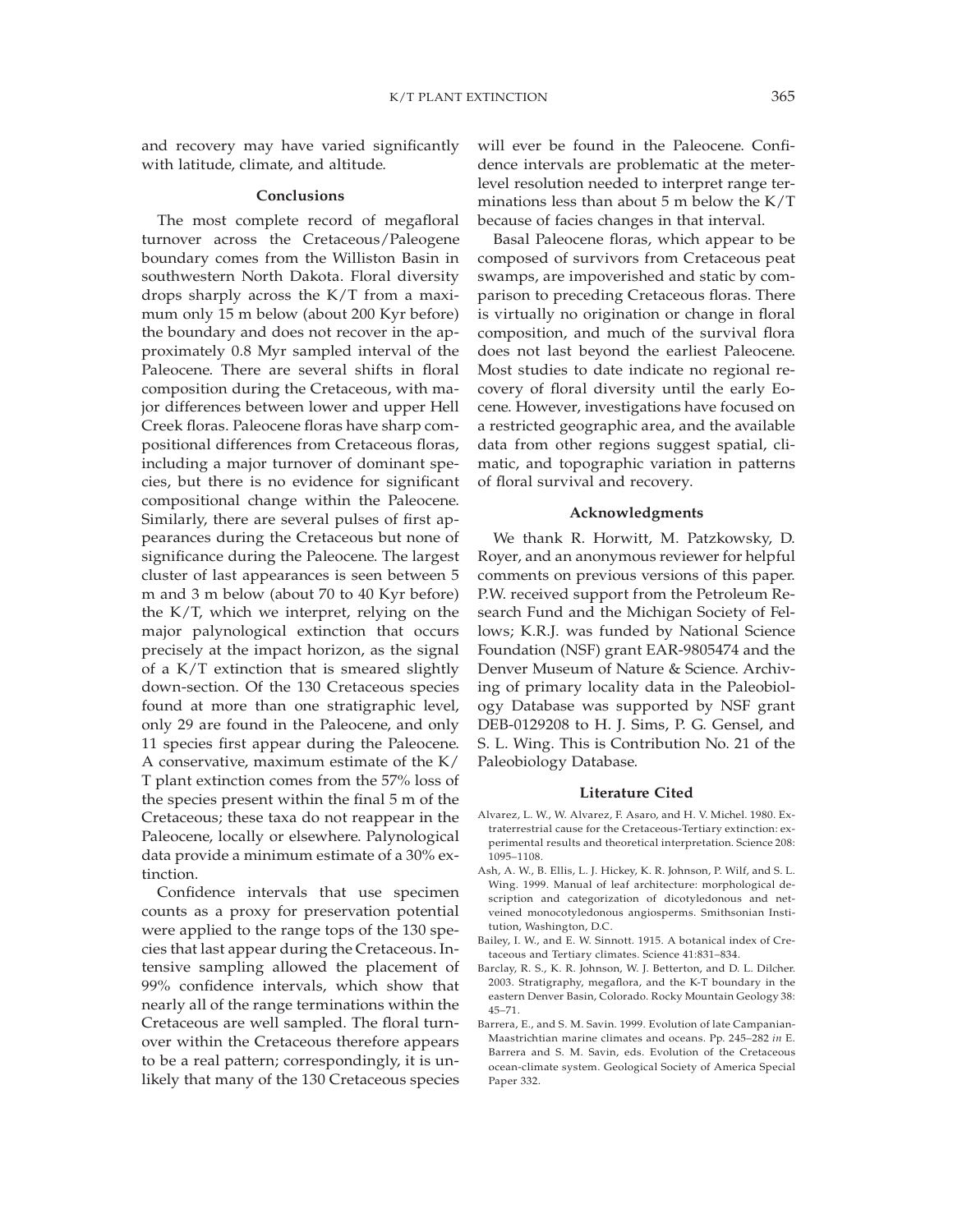and recovery may have varied significantly with latitude, climate, and altitude.

## Conclusions

The most complete record of megafloral turnover across the Cretaceous/Paleogene boundary comes from the Williston Basin in southwestern North Dakota. Floral diversity drops sharply across the K/T from a maximum only 15 m below (about 200 Kyr before) the boundary and does not recover in the approximately 0.8 Myr sampled interval of the Paleocene. There are several shifts in floral composition during the Cretaceous, with major differences between lower and upper Hell Creek floras. Paleocene floras have sharp compositional differences from Cretaceous floras, including a major turnover of dominant species, but there is no evidence for significant compositional change within the Paleocene. Similarly, there are several pulses of first appearances during the Cretaceous but none of significance during the Paleocene. The largest cluster of last appearances is seen between 5 m and 3 m below (about 70 to 40 Kyr before) the K/T, which we interpret, relying on the major palynological extinction that occurs precisely at the impact horizon, as the signal of a K/T extinction that is smeared slightly down-section. Of the 130 Cretaceous species found at more than one stratigraphic level, only 29 are found in the Paleocene, and only 11 species first appear during the Paleocene. A conservative, maximum estimate of the K/T plant extinction comes from the 57% loss of the species present within the final 5 m of the Cretaceous; these taxa do not reappear in the Paleocene, locally or elsewhere. Palynological data provide a minimum estimate of a 30% extinction.

Confidence intervals that use specimen counts as a proxy for preservation potential were applied to the range tops of the 130 species that last appear during the Cretaceous. Intensive sampling allowed the placement of 99% confidence intervals, which show that nearly all of the range terminations within the Cretaceous are well sampled. The floral turnover within the Cretaceous therefore appears to be a real pattern; correspondingly, it is unlikely that many of the 130 Cretaceous species will ever be found in the Paleocene. Confidence intervals are problematic at the meter-level resolution needed to interpret range terminations less than about 5 m below the K/T because of facies changes in that interval.

Basal Paleocene floras, which appear to be composed of survivors from Cretaceous peat swamps, are impoverished and static by comparison to preceding Cretaceous floras. There is virtually no origination or change in floral composition, and much of the survival flora does not last beyond the earliest Paleocene. Most studies to date indicate no regional recovery of floral diversity until the early Eocene. However, investigations have focused on a restricted geographic area, and the available data from other regions suggest spatial, climatic, and topographic variation in patterns of floral survival and recovery.

## Acknowledgments

We thank R. Horwitt, M. Patzkowsky, D. Royer, and an anonymous reviewer for helpful comments on previous versions of this paper. P.W. received support from the Petroleum Research Fund and the Michigan Society of Fellows; K.R.J. was funded by National Science Foundation (NSF) grant EAR-9805474 and the Denver Museum of Nature & Science. Archiving of primary locality data in the Paleobiology Database was supported by NSF grant DEB-0129208 to H. J. Sims, P. G. Gensel, and S. L. Wing. This is Contribution No. 21 of the Paleobiology Database.

## Literature Cited

Alvarez, L. W., W. Alvarez, F. Asaro, and H. V. Michel. 1980. Extraterrestrial cause for the Cretaceous-Tertiary extinction: experimental results and theoretical interpretation. Science 208: 1095–1108.

Ash, A. W., B. Ellis, L. J. Hickey, K. R. Johnson, P. Wilf, and S. L. Wing. 1999. Manual of leaf architecture: morphological description and categorization of dicotyledonous and net-veined monocotyledonous angiosperms. Smithsonian Institution, Washington, D.C.

Bailey, I. W., and E. W. Sinnott. 1915. A botanical index of Cretaceous and Tertiary climates. Science 41:831–834.

Barclay, R. S., K. R. Johnson, W. J. Betterton, and D. L. Dilcher. 2003. Stratigraphy, megaflora, and the K-T boundary in the eastern Denver Basin, Colorado. Rocky Mountain Geology 38: 45–71.

Barrera, E., and S. M. Savin. 1999. Evolution of late Campanian-Maastrichtian marine climates and oceans. Pp. 245–282 *in* E. Barrera and S. M. Savin, eds. Evolution of the Cretaceous ocean-climate system. Geological Society of America Special Paper 332.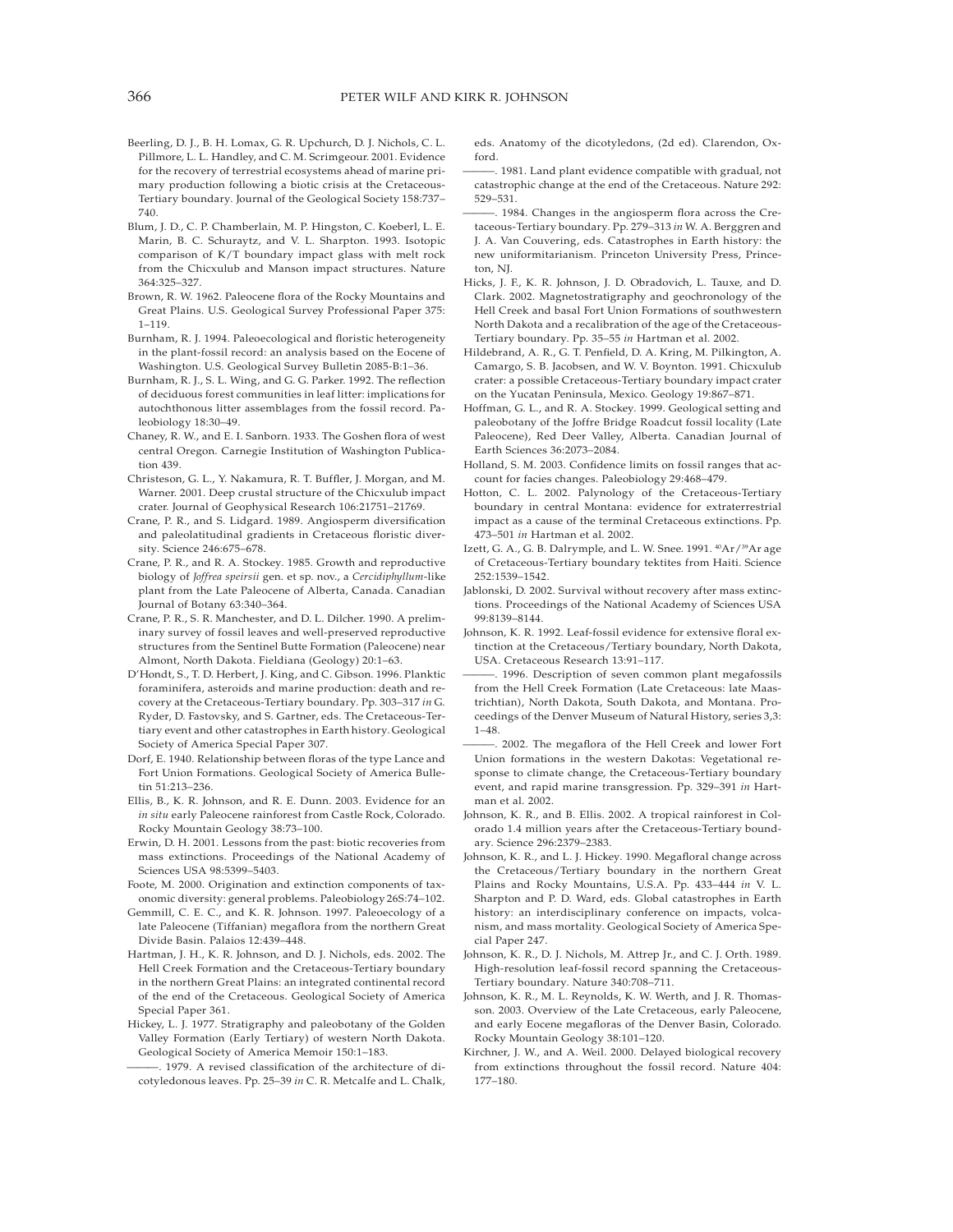Beerling, D. J., B. H. Lomax, G. R. Upchurch, D. J. Nichols, C. L. Pillmore, L. L. Handley, and C. M. Scrimgeour. 2001. Evidence for the recovery of terrestrial ecosystems ahead of marine primary production following a biotic crisis at the Cretaceous-Tertiary boundary. Journal of the Geological Society 158:737–740.

Blum, J. D., C. P. Chamberlain, M. P. Hingston, C. Koeberl, L. E. Marin, B. C. Schuraytz, and V. L. Sharpton. 1993. Isotopic comparison of K/T boundary impact glass with melt rock from the Chicxulub and Manson impact structures. Nature 364:325–327.

Brown, R. W. 1962. Paleocene flora of the Rocky Mountains and Great Plains. U.S. Geological Survey Professional Paper 375: 1–119.

Burnham, R. J. 1994. Paleoecological and floristic heterogeneity in the plant-fossil record: an analysis based on the Eocene of Washington. U.S. Geological Survey Bulletin 2085-B:1–36.

Burnham, R. J., S. L. Wing, and G. G. Parker. 1992. The reflection of deciduous forest communities in leaf litter: implications for autochthonous litter assemblages from the fossil record. Paleobiology 18:30–49.

Chaney, R. W., and E. I. Sanborn. 1933. The Goshen flora of west central Oregon. Carnegie Institution of Washington Publication 439.

Christeson, G. L., Y. Nakamura, R. T. Buffler, J. Morgan, and M. Warner. 2001. Deep crustal structure of the Chicxulub impact crater. Journal of Geophysical Research 106:21751–21769.

Crane, P. R., and S. Lidgard. 1989. Angiosperm diversification and paleolatitudinal gradients in Cretaceous floristic diversity. Science 246:675–678.

Crane, P. R., and R. A. Stockey. 1985. Growth and reproductive biology of *Joffrea speirsii* gen. et sp. nov., a *Cercidiphyllum*-like plant from the Late Paleocene of Alberta, Canada. Canadian Journal of Botany 63:340–364.

Crane, P. R., S. R. Manchester, and D. L. Dilcher. 1990. A preliminary survey of fossil leaves and well-preserved reproductive structures from the Sentinel Butte Formation (Paleocene) near Almont, North Dakota. Fieldiana (Geology) 20:1–63.

D'Hondt, S., T. D. Herbert, J. King, and C. Gibson. 1996. Planktic foraminifera, asteroids and marine production: death and recovery at the Cretaceous-Tertiary boundary. Pp. 303–317 *in* G. Ryder, D. Fastovsky, and S. Gartner, eds. The Cretaceous-Tertiary event and other catastrophes in Earth history. Geological Society of America Special Paper 307.

Dorf, E. 1940. Relationship between floras of the type Lance and Fort Union Formations. Geological Society of America Bulletin 51:213–236.

Ellis, B., K. R. Johnson, and R. E. Dunn. 2003. Evidence for an *in situ* early Paleocene rainforest from Castle Rock, Colorado. Rocky Mountain Geology 38:73–100.

Erwin, D. H. 2001. Lessons from the past: biotic recoveries from mass extinctions. Proceedings of the National Academy of Sciences USA 98:5399–5403.

Foote, M. 2000. Origination and extinction components of taxonomic diversity: general problems. Paleobiology 26S:74–102.

Gemmill, C. E. C., and K. R. Johnson. 1997. Paleoecology of a late Paleocene (Tiffanian) megaflora from the northern Great Divide Basin. Palaios 12:439–448.

Hartman, J. H., K. R. Johnson, and D. J. Nichols, eds. 2002. The Hell Creek Formation and the Cretaceous-Tertiary boundary in the northern Great Plains: an integrated continental record of the end of the Cretaceous. Geological Society of America Special Paper 361.

Hickey, L. J. 1977. Stratigraphy and paleobotany of the Golden Valley Formation (Early Tertiary) of western North Dakota. Geological Society of America Memoir 150:1–183.

———. 1979. A revised classification of the architecture of dicotyledonous leaves. Pp. 25–39 *in* C. R. Metcalfe and L. Chalk, eds. Anatomy of the dicotyledons, (2d ed). Clarendon, Oxford.

———. 1981. Land plant evidence compatible with gradual, not catastrophic change at the end of the Cretaceous. Nature 292: 529–531.

———. 1984. Changes in the angiosperm flora across the Cretaceous-Tertiary boundary. Pp. 279–313 *in* W. A. Berggren and J. A. Van Couvering, eds. Catastrophes in Earth history: the new uniformitarianism. Princeton University Press, Princeton, NJ.

Hicks, J. F., K. R. Johnson, J. D. Obradovich, L. Tauxe, and D. Clark. 2002. Magnetostratigraphy and geochronology of the Hell Creek and basal Fort Union Formations of southwestern North Dakota and a recalibration of the age of the Cretaceous-Tertiary boundary. Pp. 35–55 *in* Hartman et al. 2002.

Hildebrand, A. R., G. T. Penfield, D. A. Kring, M. Pilkington, A. Camargo, S. B. Jacobsen, and W. V. Boynton. 1991. Chicxulub crater: a possible Cretaceous-Tertiary boundary impact crater on the Yucatan Peninsula, Mexico. Geology 19:867–871.

Hoffman, G. L., and R. A. Stockey. 1999. Geological setting and paleobotany of the Joffre Bridge Roadcut fossil locality (Late Paleocene), Red Deer Valley, Alberta. Canadian Journal of Earth Sciences 36:2073–2084.

Holland, S. M. 2003. Confidence limits on fossil ranges that account for facies changes. Paleobiology 29:468–479.

Hotton, C. L. 2002. Palynology of the Cretaceous-Tertiary boundary in central Montana: evidence for extraterrestrial impact as a cause of the terminal Cretaceous extinctions. Pp. 473–501 *in* Hartman et al. 2002.

Izett, G. A., G. B. Dalrymple, and L. W. Snee. 1991. $^{40}$Ar/$^{39}$Ar age of Cretaceous-Tertiary boundary tektites from Haiti. Science 252:1539–1542.

Jablonski, D. 2002. Survival without recovery after mass extinctions. Proceedings of the National Academy of Sciences USA 99:8139–8144.

Johnson, K. R. 1992. Leaf-fossil evidence for extensive floral extinction at the Cretaceous/Tertiary boundary, North Dakota, USA. Cretaceous Research 13:91–117.

———. 1996. Description of seven common plant megafossils from the Hell Creek Formation (Late Cretaceous: late Maastrichtian), North Dakota, South Dakota, and Montana. Proceedings of the Denver Museum of Natural History, series 3,3: 1–48.

———. 2002. The megaflora of the Hell Creek and lower Fort Union formations in the western Dakotas: Vegetational response to climate change, the Cretaceous-Tertiary boundary event, and rapid marine transgression. Pp. 329–391 *in* Hartman et al. 2002.

Johnson, K. R., and B. Ellis. 2002. A tropical rainforest in Colorado 1.4 million years after the Cretaceous-Tertiary boundary. Science 296:2379–2383.

Johnson, K. R., and L. J. Hickey. 1990. Megafloral change across the Cretaceous/Tertiary boundary in the northern Great Plains and Rocky Mountains, U.S.A. Pp. 433–444 *in* V. L. Sharpton and P. D. Ward, eds. Global catastrophes in Earth history: an interdisciplinary conference on impacts, volcanism, and mass mortality. Geological Society of America Special Paper 247.

Johnson, K. R., D. J. Nichols, M. Attrep Jr., and C. J. Orth. 1989. High-resolution leaf-fossil record spanning the Cretaceous-Tertiary boundary. Nature 340:708–711.

Johnson, K. R., M. L. Reynolds, K. W. Werth, and J. R. Thomasson. 2003. Overview of the Late Cretaceous, early Paleocene, and early Eocene megafloras of the Denver Basin, Colorado. Rocky Mountain Geology 38:101–120.

Kirchner, J. W., and A. Weil. 2000. Delayed biological recovery from extinctions throughout the fossil record. Nature 404: 177–180.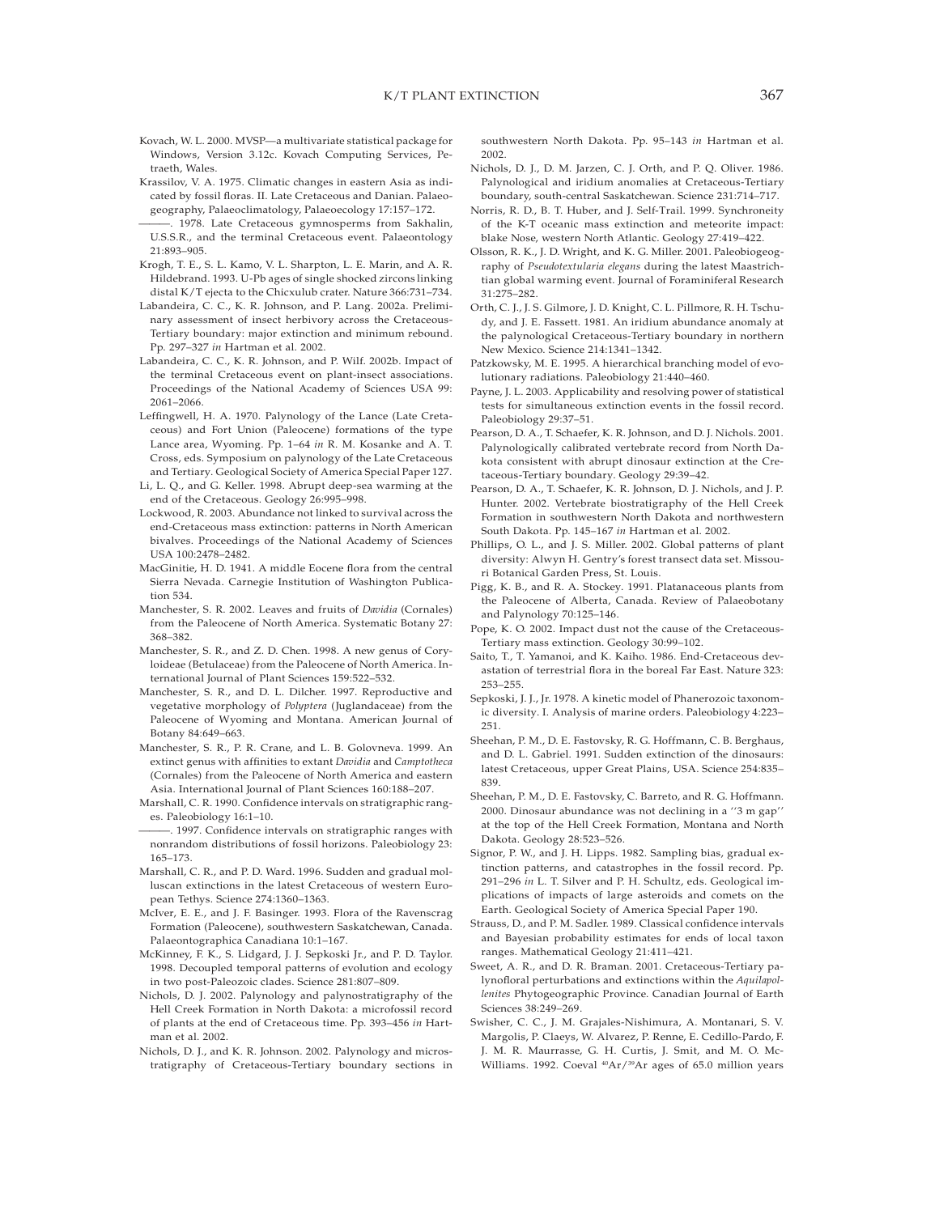Kovach, W. L. 2000. MVSP—a multivariate statistical package for Windows, Version 3.12c. Kovach Computing Services, Petraeth, Wales.

Krassilov, V. A. 1975. Climatic changes in eastern Asia as indicated by fossil floras. II. Late Cretaceous and Danian. Palaeogeography, Palaeoclimatology, Palaeoecology 17:157–172.

———. 1978. Late Cretaceous gymnosperms from Sakhalin, U.S.S.R., and the terminal Cretaceous event. Palaeontology 21:893–905.

Krogh, T. E., S. L. Kamo, V. L. Sharpton, L. E. Marin, and A. R. Hildebrand. 1993. U-Pb ages of single shocked zircons linking distal K/T ejecta to the Chicxulub crater. Nature 366:731–734.

Labandeira, C. C., K. R. Johnson, and P. Lang. 2002a. Preliminary assessment of insect herbivory across the Cretaceous-Tertiary boundary: major extinction and minimum rebound. Pp. 297–327 *in* Hartman et al. 2002.

Labandeira, C. C., K. R. Johnson, and P. Wilf. 2002b. Impact of the terminal Cretaceous event on plant-insect associations. Proceedings of the National Academy of Sciences USA 99: 2061–2066.

Leffingwell, H. A. 1970. Palynology of the Lance (Late Cretaceous) and Fort Union (Paleocene) formations of the type Lance area, Wyoming. Pp. 1–64 *in* R. M. Kosanke and A. T. Cross, eds. Symposium on palynology of the Late Cretaceous and Tertiary. Geological Society of America Special Paper 127.

Li, L. Q., and G. Keller. 1998. Abrupt deep-sea warming at the end of the Cretaceous. Geology 26:995–998.

Lockwood, R. 2003. Abundance not linked to survival across the end-Cretaceous mass extinction: patterns in North American bivalves. Proceedings of the National Academy of Sciences USA 100:2478–2482.

MacGinitie, H. D. 1941. A middle Eocene flora from the central Sierra Nevada. Carnegie Institution of Washington Publication 534.

Manchester, S. R. 2002. Leaves and fruits of *Davidia* (Cornales) from the Paleocene of North America. Systematic Botany 27: 368–382.

Manchester, S. R., and Z. D. Chen. 1998. A new genus of Coryloideae (Betulaceae) from the Paleocene of North America. International Journal of Plant Sciences 159:522–532.

Manchester, S. R., and D. L. Dilcher. 1997. Reproductive and vegetative morphology of *Polyptera* (Juglandaceae) from the Paleocene of Wyoming and Montana. American Journal of Botany 84:649–663.

Manchester, S. R., P. R. Crane, and L. B. Golovneva. 1999. An extinct genus with affinities to extant *Davidia* and *Camptotheca* (Cornales) from the Paleocene of North America and eastern Asia. International Journal of Plant Sciences 160:188–207.

Marshall, C. R. 1990. Confidence intervals on stratigraphic ranges. Paleobiology 16:1–10.

———. 1997. Confidence intervals on stratigraphic ranges with nonrandom distributions of fossil horizons. Paleobiology 23: 165–173.

Marshall, C. R., and P. D. Ward. 1996. Sudden and gradual molluscan extinctions in the latest Cretaceous of western European Tethys. Science 274:1360–1363.

McIver, E. E., and J. F. Basinger. 1993. Flora of the Ravenscrag Formation (Paleocene), southwestern Saskatchewan, Canada. Palaeontographica Canadiana 10:1–167.

McKinney, F. K., S. Lidgard, J. J. Sepkoski Jr., and P. D. Taylor. 1998. Decoupled temporal patterns of evolution and ecology in two post-Paleozoic clades. Science 281:807–809.

Nichols, D. J. 2002. Palynology and palynostratigraphy of the Hell Creek Formation in North Dakota: a microfossil record of plants at the end of Cretaceous time. Pp. 393–456 *in* Hartman et al. 2002.

Nichols, D. J., and K. R. Johnson. 2002. Palynology and microstratigraphy of Cretaceous-Tertiary boundary sections in southwestern North Dakota. Pp. 95–143 *in* Hartman et al. 2002.

Nichols, D. J., D. M. Jarzen, C. J. Orth, and P. Q. Oliver. 1986. Palynological and iridium anomalies at Cretaceous-Tertiary boundary, south-central Saskatchewan. Science 231:714–717.

Norris, R. D., B. T. Huber, and J. Self-Trail. 1999. Synchroneity of the K-T oceanic mass extinction and meteorite impact: blake Nose, western North Atlantic. Geology 27:419–422.

Olsson, R. K., J. D. Wright, and K. G. Miller. 2001. Paleobiogeography of *Pseudotextularia elegans* during the latest Maastrichtian global warming event. Journal of Foraminiferal Research 31:275–282.

Orth, C. J., J. S. Gilmore, J. D. Knight, C. L. Pillmore, R. H. Tschudy, and J. E. Fassett. 1981. An iridium abundance anomaly at the palynological Cretaceous-Tertiary boundary in northern New Mexico. Science 214:1341–1342.

Patzkowsky, M. E. 1995. A hierarchical branching model of evolutionary radiations. Paleobiology 21:440–460.

Payne, J. L. 2003. Applicability and resolving power of statistical tests for simultaneous extinction events in the fossil record. Paleobiology 29:37–51.

Pearson, D. A., T. Schaefer, K. R. Johnson, and D. J. Nichols. 2001. Palynologically calibrated vertebrate record from North Dakota consistent with abrupt dinosaur extinction at the Cretaceous-Tertiary boundary. Geology 29:39–42.

Pearson, D. A., T. Schaefer, K. R. Johnson, D. J. Nichols, and J. P. Hunter. 2002. Vertebrate biostratigraphy of the Hell Creek Formation in southwestern North Dakota and northwestern South Dakota. Pp. 145–167 *in* Hartman et al. 2002.

Phillips, O. L., and J. S. Miller. 2002. Global patterns of plant diversity: Alwyn H. Gentry's forest transect data set. Missouri Botanical Garden Press, St. Louis.

Pigg, K. B., and R. A. Stockey. 1991. Platanaceous plants from the Paleocene of Alberta, Canada. Review of Palaeobotany and Palynology 70:125–146.

Pope, K. O. 2002. Impact dust not the cause of the Cretaceous-Tertiary mass extinction. Geology 30:99–102.

Saito, T., T. Yamanoi, and K. Kaiho. 1986. End-Cretaceous devastation of terrestrial flora in the boreal Far East. Nature 323: 253–255.

Sepkoski, J. J., Jr. 1978. A kinetic model of Phanerozoic taxonomic diversity. I. Analysis of marine orders. Paleobiology 4:223–251.

Sheehan, P. M., D. E. Fastovsky, R. G. Hoffmann, C. B. Berghaus, and D. L. Gabriel. 1991. Sudden extinction of the dinosaurs: latest Cretaceous, upper Great Plains, USA. Science 254:835–839.

Sheehan, P. M., D. E. Fastovsky, C. Barreto, and R. G. Hoffmann. 2000. Dinosaur abundance was not declining in a ''3 m gap'' at the top of the Hell Creek Formation, Montana and North Dakota. Geology 28:523–526.

Signor, P. W., and J. H. Lipps. 1982. Sampling bias, gradual extinction patterns, and catastrophes in the fossil record. Pp. 291–296 *in* L. T. Silver and P. H. Schultz, eds. Geological implications of impacts of large asteroids and comets on the Earth. Geological Society of America Special Paper 190.

Strauss, D., and P. M. Sadler. 1989. Classical confidence intervals and Bayesian probability estimates for ends of local taxon ranges. Mathematical Geology 21:411–421.

Sweet, A. R., and D. R. Braman. 2001. Cretaceous-Tertiary palynofloral perturbations and extinctions within the *Aquilapollenites* Phytogeographic Province. Canadian Journal of Earth Sciences 38:249–269.

Swisher, C. C., J. M. Grajales-Nishimura, A. Montanari, S. V. Margolis, P. Claeys, W. Alvarez, P. Renne, E. Cedillo-Pardo, F. J. M. R. Maurrasse, G. H. Curtis, J. Smit, and M. O. McWilliams. 1992. Coeval $^{40}Ar/^{39}Ar$ ages of 65.0 million years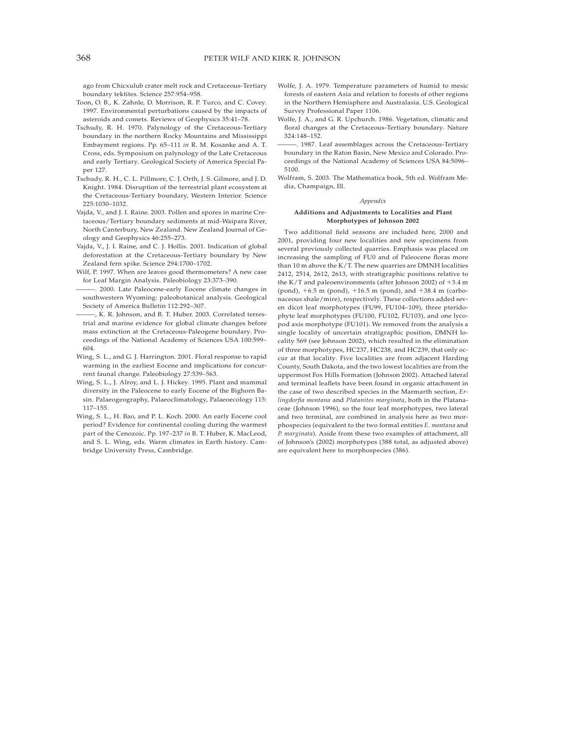ago from Chicxulub crater melt rock and Cretaceous-Tertiary boundary tektites. Science 257:954–958.

Toon, O. B., K. Zahnle, D. Morrison, R. P. Turco, and C. Covey. 1997. Environmental perturbations caused by the impacts of asteroids and comets. Reviews of Geophysics 35:41–78.

Tschudy, R. H. 1970. Palynology of the Cretaceous-Tertiary boundary in the northern Rocky Mountains and Mississippi Embayment regions. Pp. 65–111 *in* R. M. Kosanke and A. T. Cross, eds. Symposium on palynology of the Late Cretaceous and early Tertiary. Geological Society of America Special Paper 127.

Tschudy, R. H., C. L. Pillmore, C. J. Orth, J. S. Gilmore, and J. D. Knight. 1984. Disruption of the terrestrial plant ecosystem at the Cretaceous-Tertiary boundary, Western Interior. Science 225:1030–1032.

Vajda, V., and J. I. Raine. 2003. Pollen and spores in marine Cretaceous/Tertiary boundary sediments at mid-Waipara River, North Canterbury, New Zealand. New Zealand Journal of Geology and Geophysics 46:255–273.

Vajda, V., J. I. Raine, and C. J. Hollis. 2001. Indication of global deforestation at the Cretaceous-Tertiary boundary by New Zealand fern spike. Science 294:1700–1702.

Wilf, P. 1997. When are leaves good thermometers? A new case for Leaf Margin Analysis. Paleobiology 23:373–390.

———. 2000. Late Paleocene-early Eocene climate changes in southwestern Wyoming: paleobotanical analysis. Geological Society of America Bulletin 112:292–307.

———, K. R. Johnson, and B. T. Huber. 2003. Correlated terrestrial and marine evidence for global climate changes before mass extinction at the Cretaceous-Paleogene boundary. Proceedings of the National Academy of Sciences USA 100:599–604.

Wing, S. L., and G. J. Harrington. 2001. Floral response to rapid warming in the earliest Eocene and implications for concurrent faunal change. Paleobiology 27:539–563.

Wing, S. L., J. Alroy, and L. J. Hickey. 1995. Plant and mammal diversity in the Paleocene to early Eocene of the Bighorn Basin. Palaeogeography, Palaeoclimatology, Palaeoecology 115: 117–155.

Wing, S. L., H. Bao, and P. L. Koch. 2000. An early Eocene cool period? Evidence for continental cooling during the warmest part of the Cenozoic. Pp. 197–237 *in* B. T. Huber, K. MacLeod, and S. L. Wing, eds. Warm climates in Earth history. Cambridge University Press, Cambridge.

Wolfe, J. A. 1979. Temperature parameters of humid to mesic forests of eastern Asia and relation to forests of other regions in the Northern Hemisphere and Australasia. U.S. Geological Survey Professional Paper 1106.

Wolfe, J. A., and G. R. Upchurch. 1986. Vegetation, climatic and floral changes at the Cretaceous-Tertiary boundary. Nature 324:148–152.

———. 1987. Leaf assemblages across the Cretaceous-Tertiary boundary in the Raton Basin, New Mexico and Colorado. Proceedings of the National Academy of Sciences USA 84:5096–5100.

Wolfram, S. 2003. The Mathematica book, 5th ed. Wolfram Media, Champaign, Ill.

## *Appendix*

### Additions and Adjustments to Localities and Plant Morphotypes of Johnson 2002

Two additional field seasons are included here, 2000 and 2001, providing four new localities and new specimens from several previously collected quarries. Emphasis was placed on increasing the sampling of FU0 and of Paleocene floras more than 10 m above the K/T. The new quarries are DMNH localities 2412, 2514, 2612, 2613, with stratigraphic positions relative to the K/T and paleoenvironments (after Johnson 2002) of +3.4 m (pond), +6.5 m (pond), +16.5 m (pond), and +38.4 m (carbonaceous shale/mire), respectively. These collections added seven dicot leaf morphotypes (FU99, FU104–109), three pteridophyte leaf morphotypes (FU100, FU102, FU103), and one lycopod axis morphotype (FU101). We removed from the analysis a single locality of uncertain stratigraphic position, DMNH locality 569 (see Johnson 2002), which resulted in the elimination of three morphotypes, HC237, HC238, and HC239, that only occur at that locality. Five localities are from adjacent Harding County, South Dakota, and the two lowest localities are from the uppermost Fox Hills Formation (Johnson 2002). Attached lateral and terminal leaflets have been found in organic attachment in the case of two described species in the Marmarth section, *Erlingdorfia montana* and *Platanites marginata*, both in the Platanaceae (Johnson 1996), so the four leaf morphotypes, two lateral and two terminal, are combined in analysis here as two morphospecies (equivalent to the two formal entities *E. montana* and *P. marginata*). Aside from these two examples of attachment, all of Johnson's (2002) morphotypes (388 total, as adjusted above) are equivalent here to morphospecies (386).